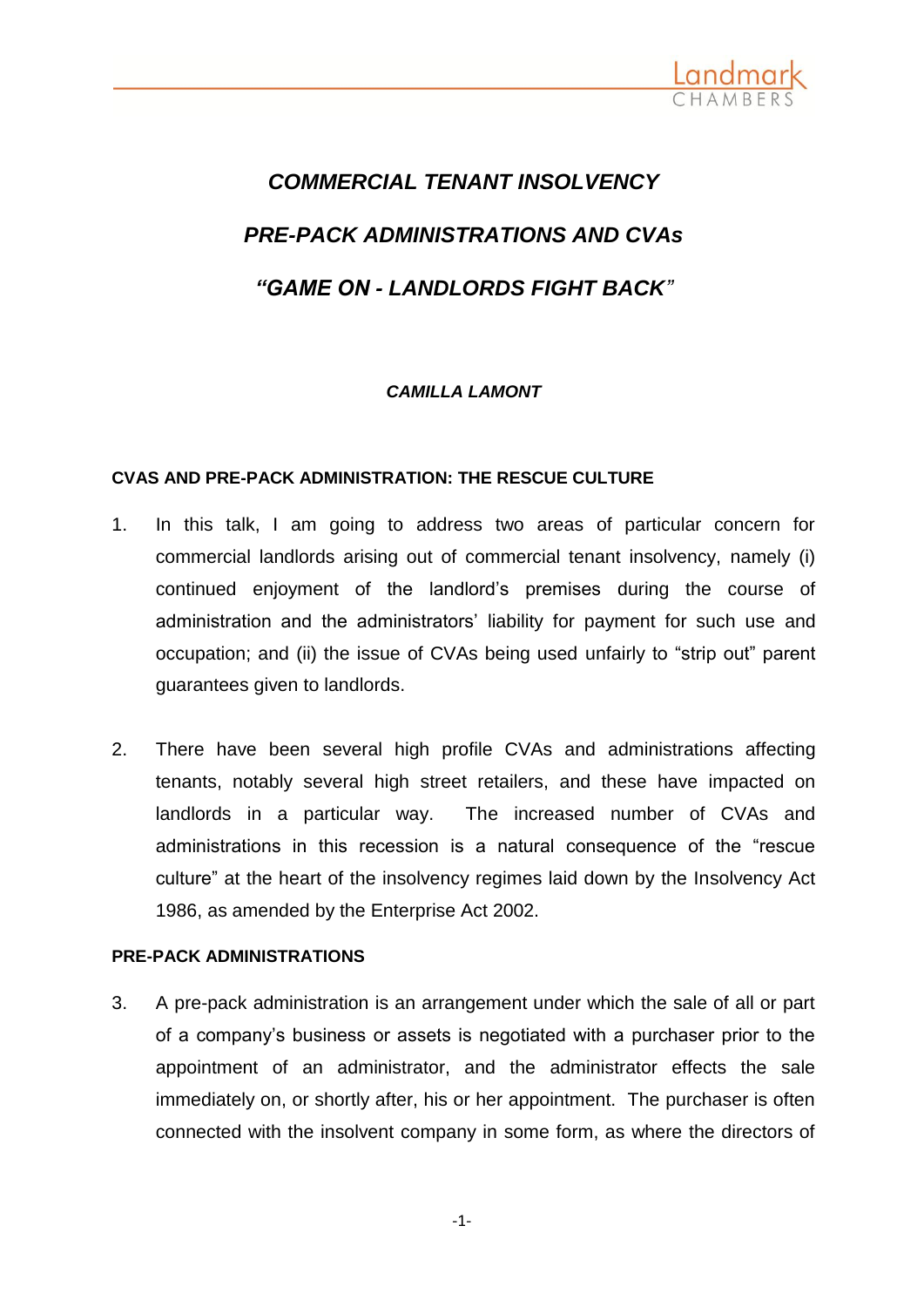# *COMMERCIAL TENANT INSOLVENCY*

# *PRE-PACK ADMINISTRATIONS AND CVAs*

# *"GAME ON - LANDLORDS FIGHT BACK"*

***CAMILLA LAMONT***

## CVAS AND PRE-PACK ADMINISTRATION: THE RESCUE CULTURE

1. In this talk, I am going to address two areas of particular concern for commercial landlords arising out of commercial tenant insolvency, namely (i) continued enjoyment of the landlord's premises during the course of administration and the administrators' liability for payment for such use and occupation; and (ii) the issue of CVAs being used unfairly to "strip out" parent guarantees given to landlords.

2. There have been several high profile CVAs and administrations affecting tenants, notably several high street retailers, and these have impacted on landlords in a particular way. The increased number of CVAs and administrations in this recession is a natural consequence of the "rescue culture" at the heart of the insolvency regimes laid down by the Insolvency Act 1986, as amended by the Enterprise Act 2002.

## PRE-PACK ADMINISTRATIONS

3. A pre-pack administration is an arrangement under which the sale of all or part of a company's business or assets is negotiated with a purchaser prior to the appointment of an administrator, and the administrator effects the sale immediately on, or shortly after, his or her appointment. The purchaser is often connected with the insolvent company in some form, as where the directors of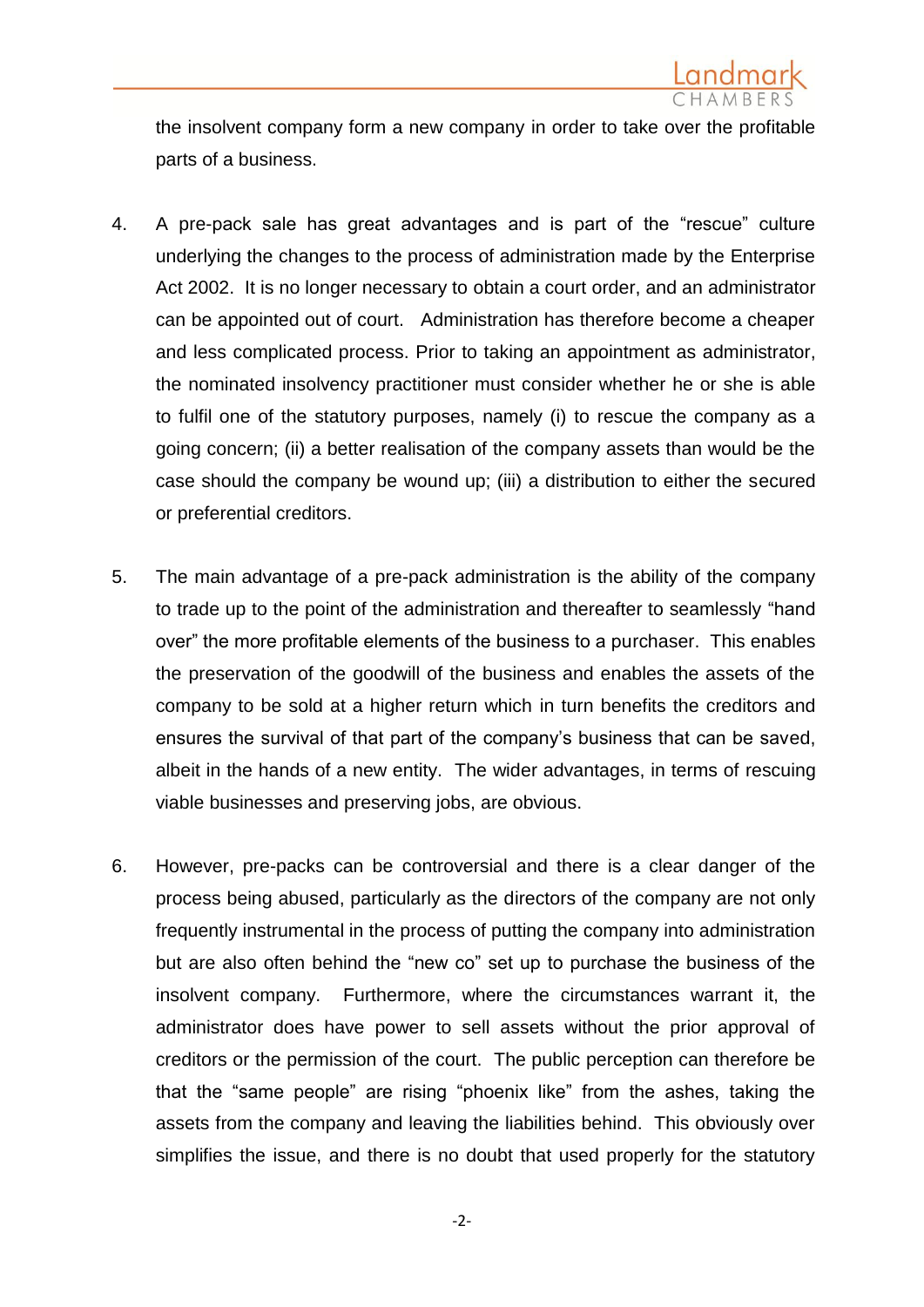the insolvent company form a new company in order to take over the profitable parts of a business.

4. A pre-pack sale has great advantages and is part of the "rescue" culture underlying the changes to the process of administration made by the Enterprise Act 2002. It is no longer necessary to obtain a court order, and an administrator can be appointed out of court. Administration has therefore become a cheaper and less complicated process. Prior to taking an appointment as administrator, the nominated insolvency practitioner must consider whether he or she is able to fulfil one of the statutory purposes, namely (i) to rescue the company as a going concern; (ii) a better realisation of the company assets than would be the case should the company be wound up; (iii) a distribution to either the secured or preferential creditors.

5. The main advantage of a pre-pack administration is the ability of the company to trade up to the point of the administration and thereafter to seamlessly "hand over" the more profitable elements of the business to a purchaser. This enables the preservation of the goodwill of the business and enables the assets of the company to be sold at a higher return which in turn benefits the creditors and ensures the survival of that part of the company's business that can be saved, albeit in the hands of a new entity. The wider advantages, in terms of rescuing viable businesses and preserving jobs, are obvious.

6. However, pre-packs can be controversial and there is a clear danger of the process being abused, particularly as the directors of the company are not only frequently instrumental in the process of putting the company into administration but are also often behind the "new co" set up to purchase the business of the insolvent company. Furthermore, where the circumstances warrant it, the administrator does have power to sell assets without the prior approval of creditors or the permission of the court. The public perception can therefore be that the "same people" are rising "phoenix like" from the ashes, taking the assets from the company and leaving the liabilities behind. This obviously over simplifies the issue, and there is no doubt that used properly for the statutory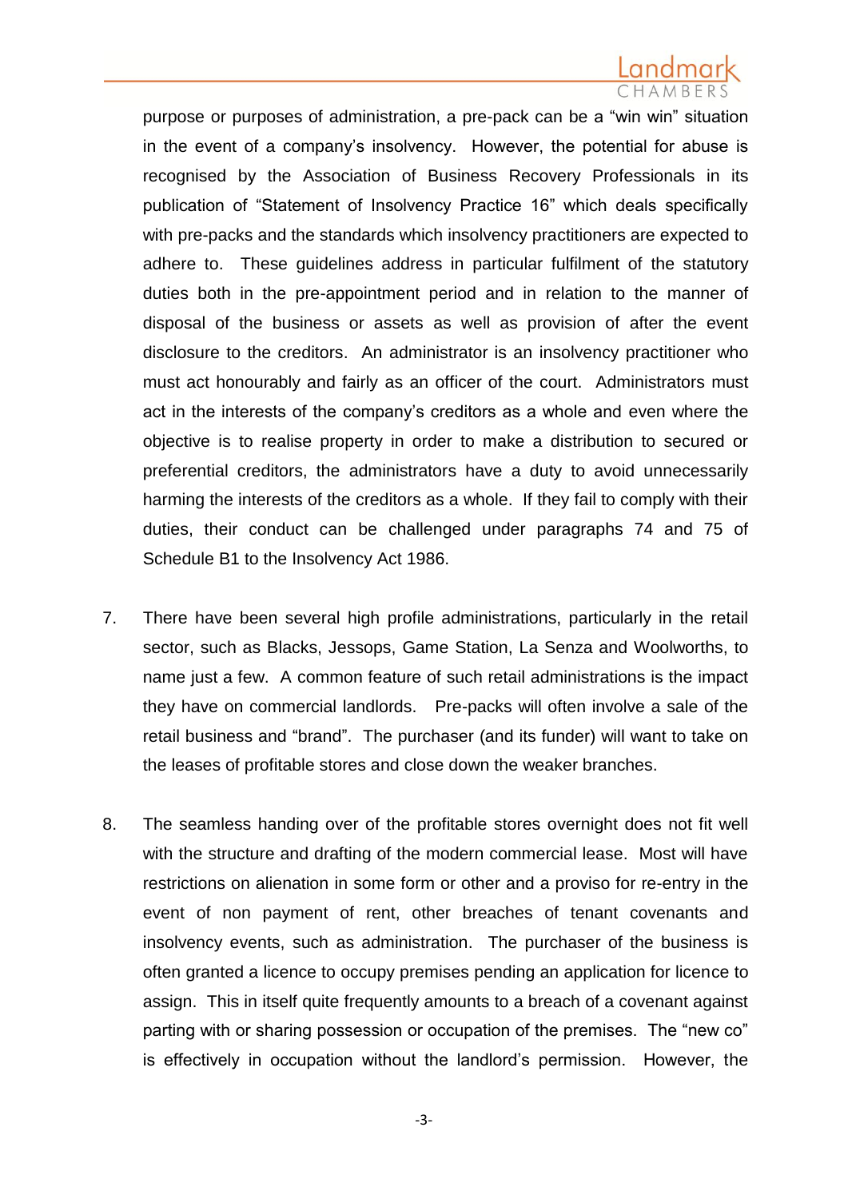purpose or purposes of administration, a pre-pack can be a "win win" situation in the event of a company's insolvency. However, the potential for abuse is recognised by the Association of Business Recovery Professionals in its publication of "Statement of Insolvency Practice 16" which deals specifically with pre-packs and the standards which insolvency practitioners are expected to adhere to. These guidelines address in particular fulfilment of the statutory duties both in the pre-appointment period and in relation to the manner of disposal of the business or assets as well as provision of after the event disclosure to the creditors. An administrator is an insolvency practitioner who must act honourably and fairly as an officer of the court. Administrators must act in the interests of the company's creditors as a whole and even where the objective is to realise property in order to make a distribution to secured or preferential creditors, the administrators have a duty to avoid unnecessarily harming the interests of the creditors as a whole. If they fail to comply with their duties, their conduct can be challenged under paragraphs 74 and 75 of Schedule B1 to the Insolvency Act 1986.

7. There have been several high profile administrations, particularly in the retail sector, such as Blacks, Jessops, Game Station, La Senza and Woolworths, to name just a few. A common feature of such retail administrations is the impact they have on commercial landlords. Pre-packs will often involve a sale of the retail business and "brand". The purchaser (and its funder) will want to take on the leases of profitable stores and close down the weaker branches.

8. The seamless handing over of the profitable stores overnight does not fit well with the structure and drafting of the modern commercial lease. Most will have restrictions on alienation in some form or other and a proviso for re-entry in the event of non payment of rent, other breaches of tenant covenants and insolvency events, such as administration. The purchaser of the business is often granted a licence to occupy premises pending an application for licence to assign. This in itself quite frequently amounts to a breach of a covenant against parting with or sharing possession or occupation of the premises. The "new co" is effectively in occupation without the landlord's permission. However, the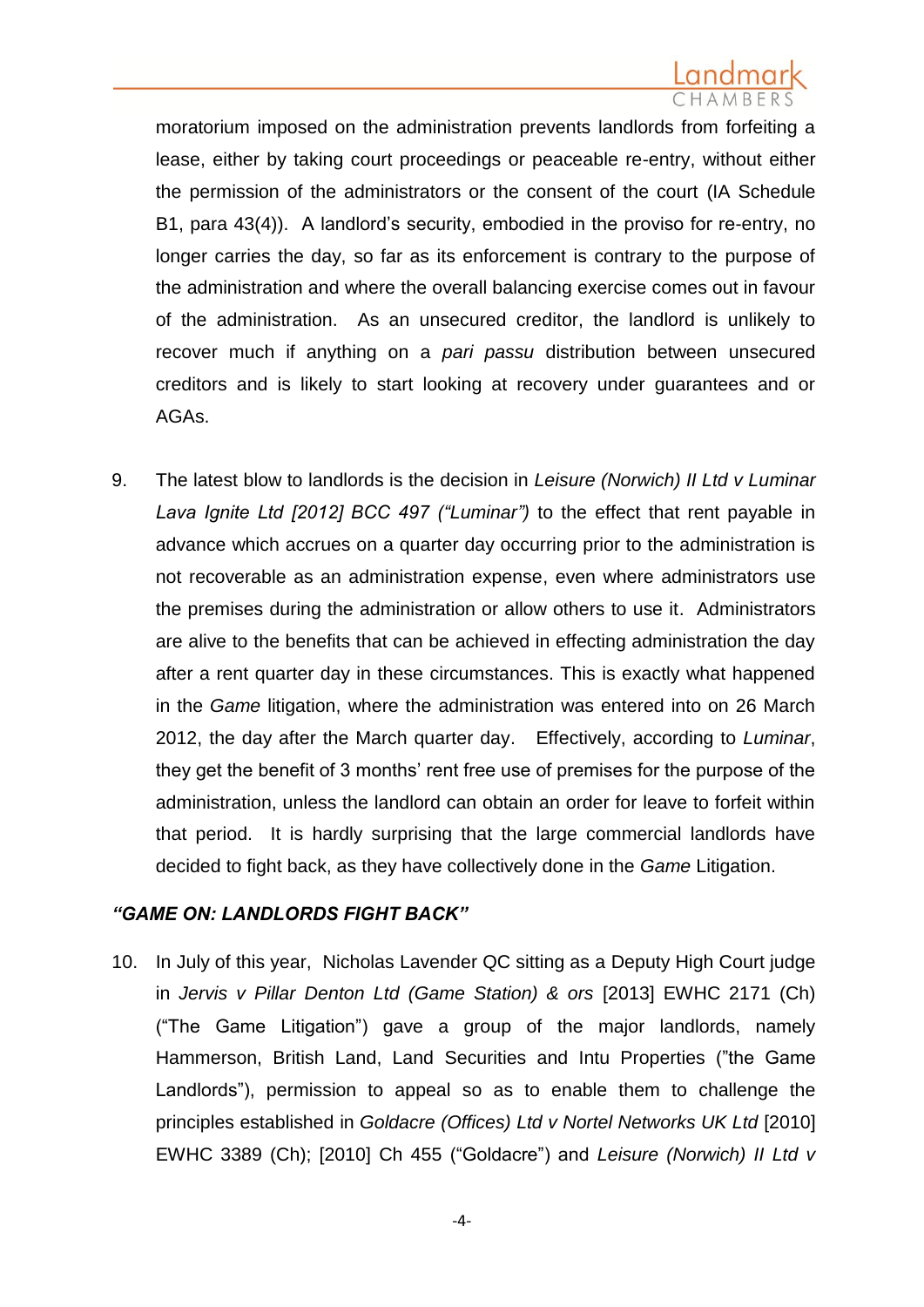moratorium imposed on the administration prevents landlords from forfeiting a lease, either by taking court proceedings or peaceable re-entry, without either the permission of the administrators or the consent of the court (IA Schedule B1, para 43(4)). A landlord's security, embodied in the proviso for re-entry, no longer carries the day, so far as its enforcement is contrary to the purpose of the administration and where the overall balancing exercise comes out in favour of the administration. As an unsecured creditor, the landlord is unlikely to recover much if anything on a *pari passu* distribution between unsecured creditors and is likely to start looking at recovery under guarantees and or AGAs.

9. The latest blow to landlords is the decision in *Leisure (Norwich) II Ltd v Luminar Lava Ignite Ltd [2012] BCC 497 ("Luminar")* to the effect that rent payable in advance which accrues on a quarter day occurring prior to the administration is not recoverable as an administration expense, even where administrators use the premises during the administration or allow others to use it. Administrators are alive to the benefits that can be achieved in effecting administration the day after a rent quarter day in these circumstances. This is exactly what happened in the *Game* litigation, where the administration was entered into on 26 March 2012, the day after the March quarter day. Effectively, according to *Luminar*, they get the benefit of 3 months' rent free use of premises for the purpose of the administration, unless the landlord can obtain an order for leave to forfeit within that period. It is hardly surprising that the large commercial landlords have decided to fight back, as they have collectively done in the *Game* Litigation.

### *"GAME ON: LANDLORDS FIGHT BACK"*

10. In July of this year, Nicholas Lavender QC sitting as a Deputy High Court judge in *Jervis v Pillar Denton Ltd (Game Station) & ors* [2013] EWHC 2171 (Ch) ("The Game Litigation") gave a group of the major landlords, namely Hammerson, British Land, Land Securities and Intu Properties ("the Game Landlords"), permission to appeal so as to enable them to challenge the principles established in *Goldacre (Offices) Ltd v Nortel Networks UK Ltd* [2010] EWHC 3389 (Ch); [2010] Ch 455 ("Goldacre") and *Leisure (Norwich) II Ltd v*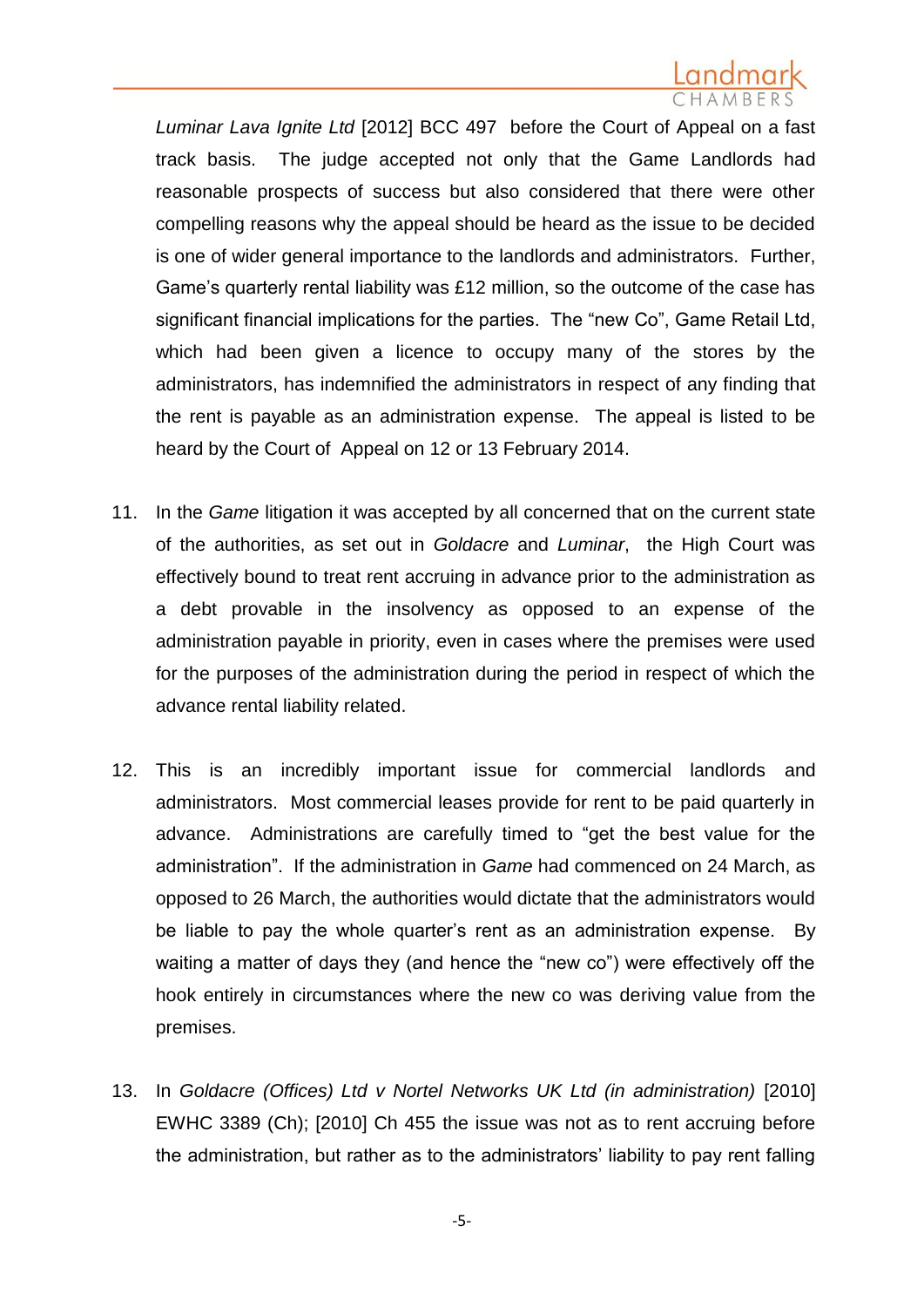*Luminar Lava Ignite Ltd* [2012] BCC 497 before the Court of Appeal on a fast track basis. The judge accepted not only that the Game Landlords had reasonable prospects of success but also considered that there were other compelling reasons why the appeal should be heard as the issue to be decided is one of wider general importance to the landlords and administrators. Further, Game's quarterly rental liability was £12 million, so the outcome of the case has significant financial implications for the parties. The "new Co", Game Retail Ltd, which had been given a licence to occupy many of the stores by the administrators, has indemnified the administrators in respect of any finding that the rent is payable as an administration expense. The appeal is listed to be heard by the Court of Appeal on 12 or 13 February 2014.

11. In the *Game* litigation it was accepted by all concerned that on the current state of the authorities, as set out in *Goldacre* and *Luminar*, the High Court was effectively bound to treat rent accruing in advance prior to the administration as a debt provable in the insolvency as opposed to an expense of the administration payable in priority, even in cases where the premises were used for the purposes of the administration during the period in respect of which the advance rental liability related.

12. This is an incredibly important issue for commercial landlords and administrators. Most commercial leases provide for rent to be paid quarterly in advance. Administrations are carefully timed to "get the best value for the administration". If the administration in *Game* had commenced on 24 March, as opposed to 26 March, the authorities would dictate that the administrators would be liable to pay the whole quarter's rent as an administration expense. By waiting a matter of days they (and hence the "new co") were effectively off the hook entirely in circumstances where the new co was deriving value from the premises.

13. In *Goldacre (Offices) Ltd v Nortel Networks UK Ltd (in administration)* [2010] EWHC 3389 (Ch); [2010] Ch 455 the issue was not as to rent accruing before the administration, but rather as to the administrators' liability to pay rent falling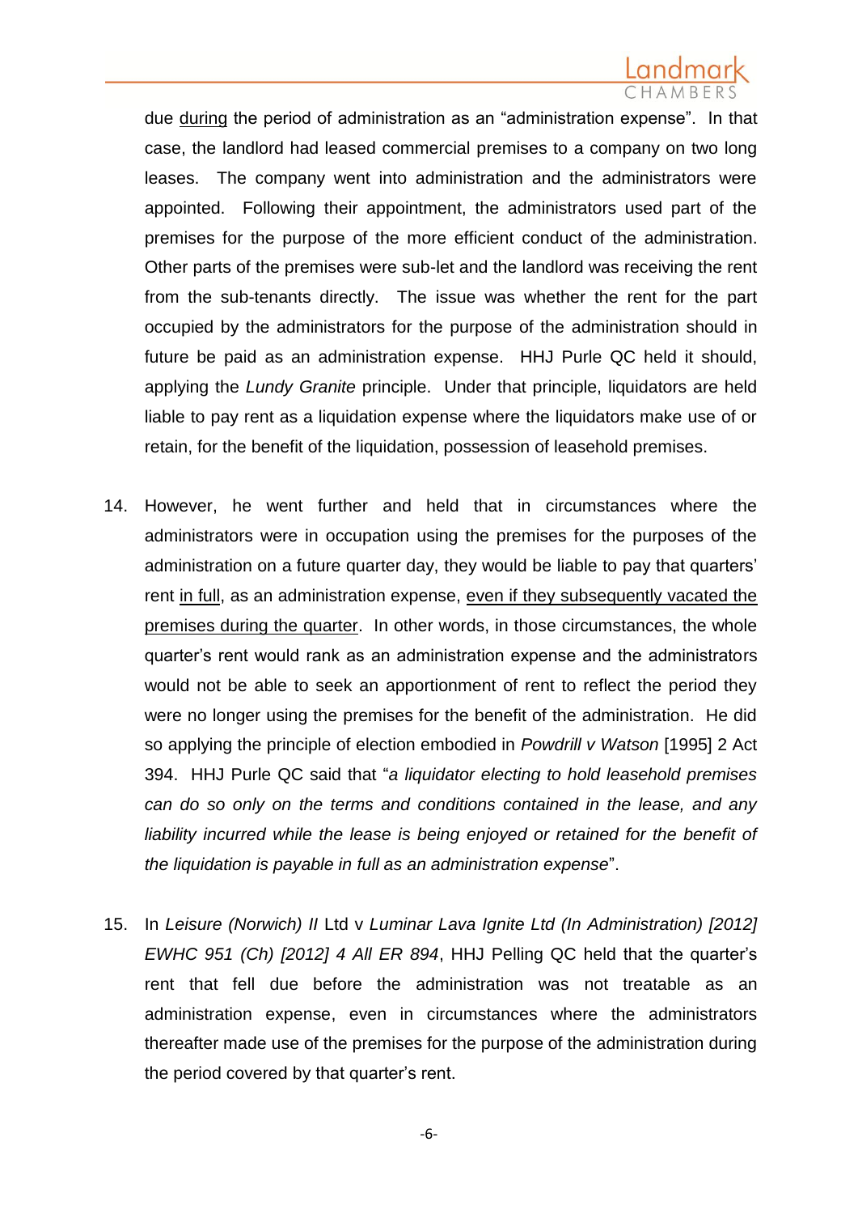due <u>during</u> the period of administration as an "administration expense". In that case, the landlord had leased commercial premises to a company on two long leases. The company went into administration and the administrators were appointed. Following their appointment, the administrators used part of the premises for the purpose of the more efficient conduct of the administration. Other parts of the premises were sub-let and the landlord was receiving the rent from the sub-tenants directly. The issue was whether the rent for the part occupied by the administrators for the purpose of the administration should in future be paid as an administration expense. HHJ Purle QC held it should, applying the *Lundy Granite* principle. Under that principle, liquidators are held liable to pay rent as a liquidation expense where the liquidators make use of or retain, for the benefit of the liquidation, possession of leasehold premises.

14. However, he went further and held that in circumstances where the administrators were in occupation using the premises for the purposes of the administration on a future quarter day, they would be liable to pay that quarters' rent <u>in full</u>, as an administration expense, <u>even if they subsequently vacated the premises during the quarter</u>. In other words, in those circumstances, the whole quarter's rent would rank as an administration expense and the administrators would not be able to seek an apportionment of rent to reflect the period they were no longer using the premises for the benefit of the administration. He did so applying the principle of election embodied in *Powdrill v Watson* [1995] 2 Act 394. HHJ Purle QC said that "*a liquidator electing to hold leasehold premises can do so only on the terms and conditions contained in the lease, and any liability incurred while the lease is being enjoyed or retained for the benefit of the liquidation is payable in full as an administration expense*".

15. In *Leisure (Norwich) II* Ltd v *Luminar Lava Ignite Ltd (In Administration) [2012] EWHC 951 (Ch) [2012] 4 All ER 894*, HHJ Pelling QC held that the quarter's rent that fell due before the administration was not treatable as an administration expense, even in circumstances where the administrators thereafter made use of the premises for the purpose of the administration during the period covered by that quarter's rent.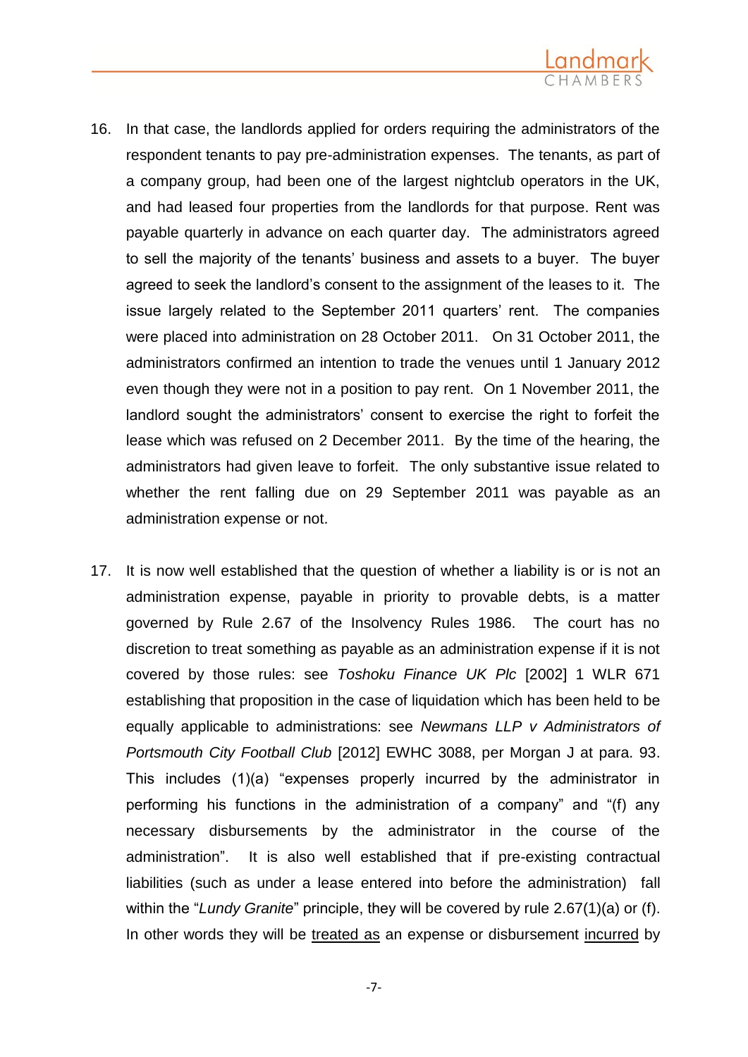16. In that case, the landlords applied for orders requiring the administrators of the respondent tenants to pay pre-administration expenses. The tenants, as part of a company group, had been one of the largest nightclub operators in the UK, and had leased four properties from the landlords for that purpose. Rent was payable quarterly in advance on each quarter day. The administrators agreed to sell the majority of the tenants' business and assets to a buyer. The buyer agreed to seek the landlord's consent to the assignment of the leases to it. The issue largely related to the September 2011 quarters' rent. The companies were placed into administration on 28 October 2011. On 31 October 2011, the administrators confirmed an intention to trade the venues until 1 January 2012 even though they were not in a position to pay rent. On 1 November 2011, the landlord sought the administrators' consent to exercise the right to forfeit the lease which was refused on 2 December 2011. By the time of the hearing, the administrators had given leave to forfeit. The only substantive issue related to whether the rent falling due on 29 September 2011 was payable as an administration expense or not.

17. It is now well established that the question of whether a liability is or is not an administration expense, payable in priority to provable debts, is a matter governed by Rule 2.67 of the Insolvency Rules 1986. The court has no discretion to treat something as payable as an administration expense if it is not covered by those rules: see *Toshoku Finance UK Plc* [2002] 1 WLR 671 establishing that proposition in the case of liquidation which has been held to be equally applicable to administrations: see *Newmans LLP v Administrators of Portsmouth City Football Club* [2012] EWHC 3088, per Morgan J at para. 93. This includes (1)(a) "expenses properly incurred by the administrator in performing his functions in the administration of a company" and "(f) any necessary disbursements by the administrator in the course of the administration". It is also well established that if pre-existing contractual liabilities (such as under a lease entered into before the administration) fall within the "*Lundy Granite*" principle, they will be covered by rule 2.67(1)(a) or (f). In other words they will be <u>treated as</u> an expense or disbursement <u>incurred</u> by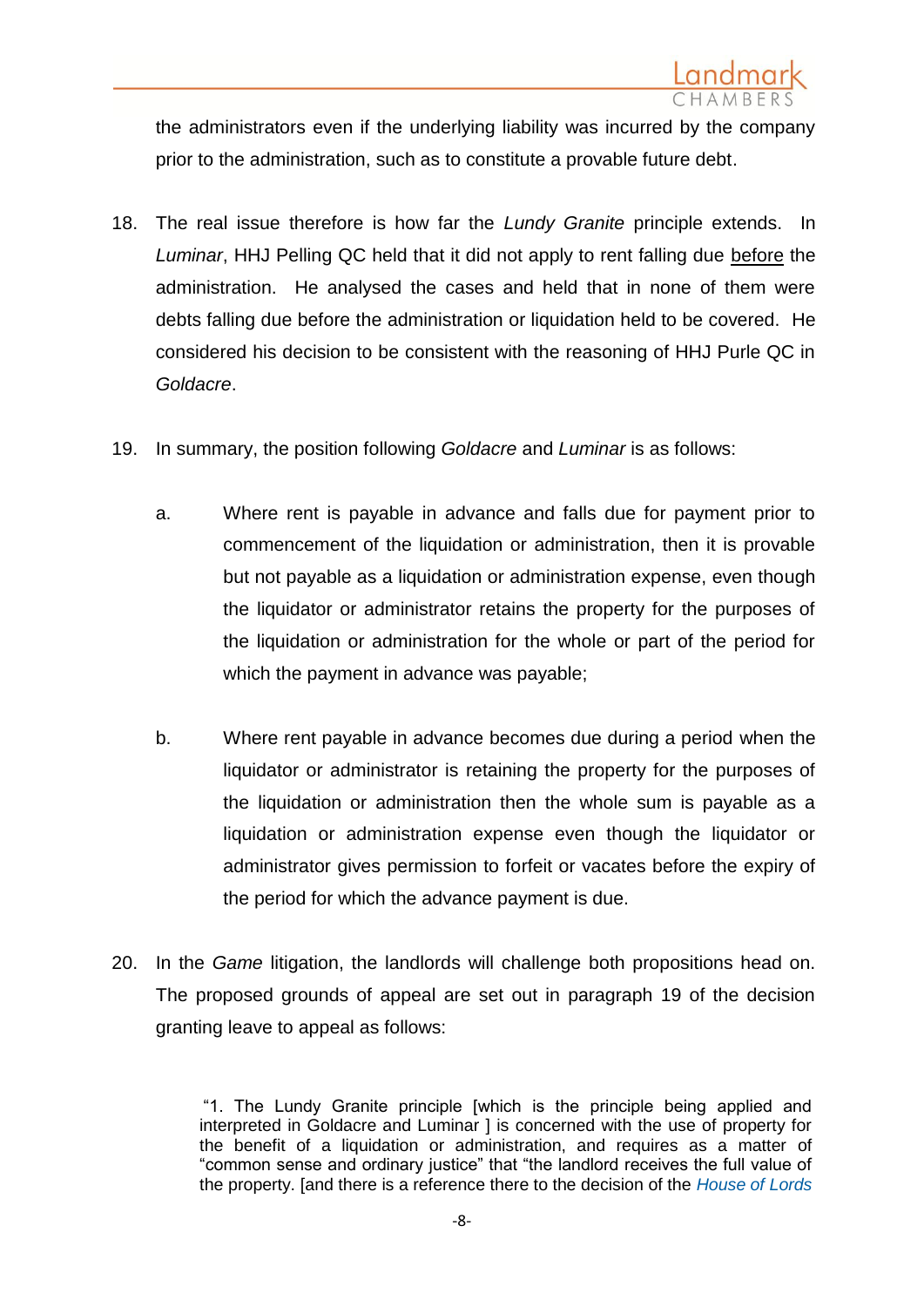the administrators even if the underlying liability was incurred by the company prior to the administration, such as to constitute a provable future debt.

18. The real issue therefore is how far the *Lundy Granite* principle extends. In *Luminar*, HHJ Pelling QC held that it did not apply to rent falling due before the administration. He analysed the cases and held that in none of them were debts falling due before the administration or liquidation held to be covered. He considered his decision to be consistent with the reasoning of HHJ Purle QC in *Goldacre*.

19. In summary, the position following *Goldacre* and *Luminar* is as follows:

    a. Where rent is payable in advance and falls due for payment prior to commencement of the liquidation or administration, then it is provable but not payable as a liquidation or administration expense, even though the liquidator or administrator retains the property for the purposes of the liquidation or administration for the whole or part of the period for which the payment in advance was payable;

    b. Where rent payable in advance becomes due during a period when the liquidator or administrator is retaining the property for the purposes of the liquidation or administration then the whole sum is payable as a liquidation or administration expense even though the liquidator or administrator gives permission to forfeit or vacates before the expiry of the period for which the advance payment is due.

20. In the *Game* litigation, the landlords will challenge both propositions head on. The proposed grounds of appeal are set out in paragraph 19 of the decision granting leave to appeal as follows:

> "1. The Lundy Granite principle [which is the principle being applied and interpreted in Goldacre and Luminar ] is concerned with the use of property for the benefit of a liquidation or administration, and requires as a matter of "common sense and ordinary justice" that "the landlord receives the full value of the property. [and there is a reference there to the decision of the *House of Lords*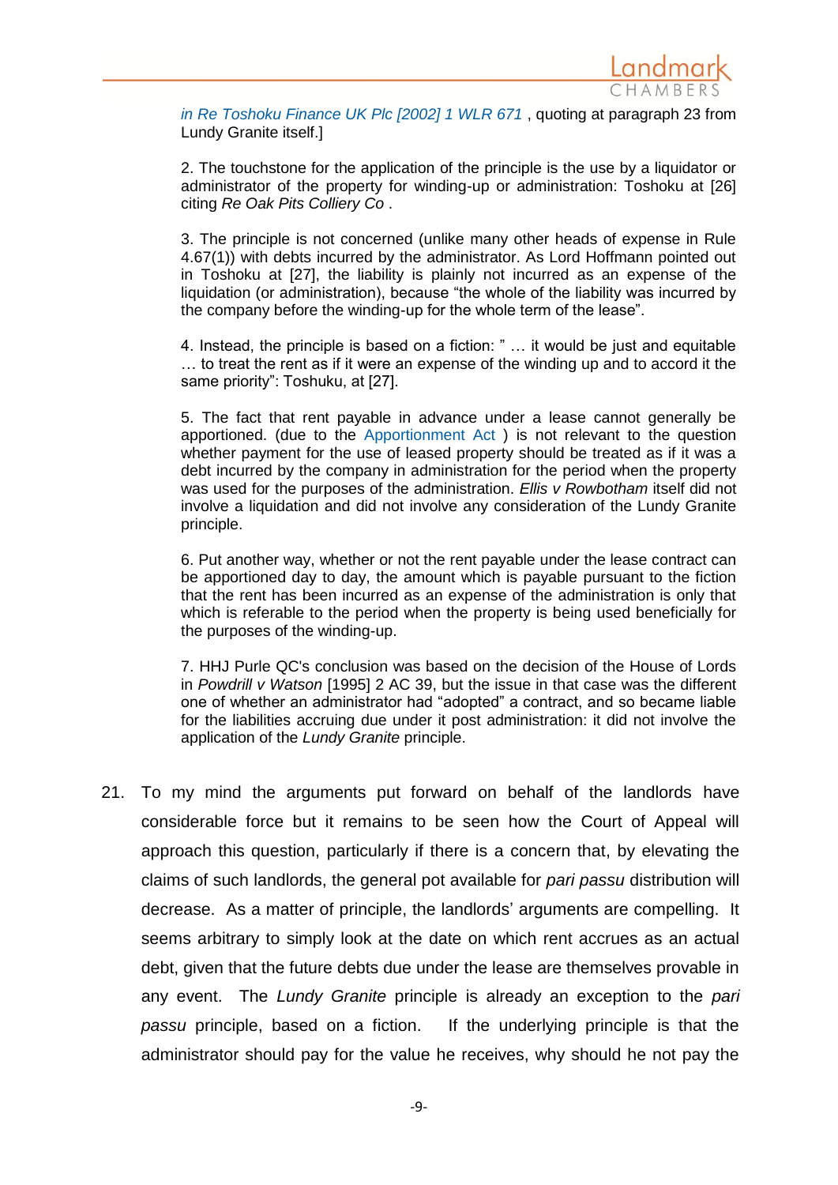in Re Toshoku Finance UK Plc [2002] 1 WLR 671 , quoting at paragraph 23 from Lundy Granite itself.]

2. The touchstone for the application of the principle is the use by a liquidator or administrator of the property for winding-up or administration: Toshoku at [26] citing *Re Oak Pits Colliery Co* .

3. The principle is not concerned (unlike many other heads of expense in Rule 4.67(1)) with debts incurred by the administrator. As Lord Hoffmann pointed out in Toshoku at [27], the liability is plainly not incurred as an expense of the liquidation (or administration), because "the whole of the liability was incurred by the company before the winding-up for the whole term of the lease".

4. Instead, the principle is based on a fiction: " … it would be just and equitable … to treat the rent as if it were an expense of the winding up and to accord it the same priority": Toshuku, at [27].

5. The fact that rent payable in advance under a lease cannot generally be apportioned. (due to the Apportionment Act ) is not relevant to the question whether payment for the use of leased property should be treated as if it was a debt incurred by the company in administration for the period when the property was used for the purposes of the administration. *Ellis v Rowbotham* itself did not involve a liquidation and did not involve any consideration of the Lundy Granite principle.

6. Put another way, whether or not the rent payable under the lease contract can be apportioned day to day, the amount which is payable pursuant to the fiction that the rent has been incurred as an expense of the administration is only that which is referable to the period when the property is being used beneficially for the purposes of the winding-up.

7. HHJ Purle QC's conclusion was based on the decision of the House of Lords in *Powdrill v Watson* [1995] 2 AC 39, but the issue in that case was the different one of whether an administrator had "adopted" a contract, and so became liable for the liabilities accruing due under it post administration: it did not involve the application of the *Lundy Granite* principle.

21. To my mind the arguments put forward on behalf of the landlords have considerable force but it remains to be seen how the Court of Appeal will approach this question, particularly if there is a concern that, by elevating the claims of such landlords, the general pot available for *pari passu* distribution will decrease. As a matter of principle, the landlords' arguments are compelling. It seems arbitrary to simply look at the date on which rent accrues as an actual debt, given that the future debts due under the lease are themselves provable in any event. The *Lundy Granite* principle is already an exception to the *pari passu* principle, based on a fiction. If the underlying principle is that the administrator should pay for the value he receives, why should he not pay the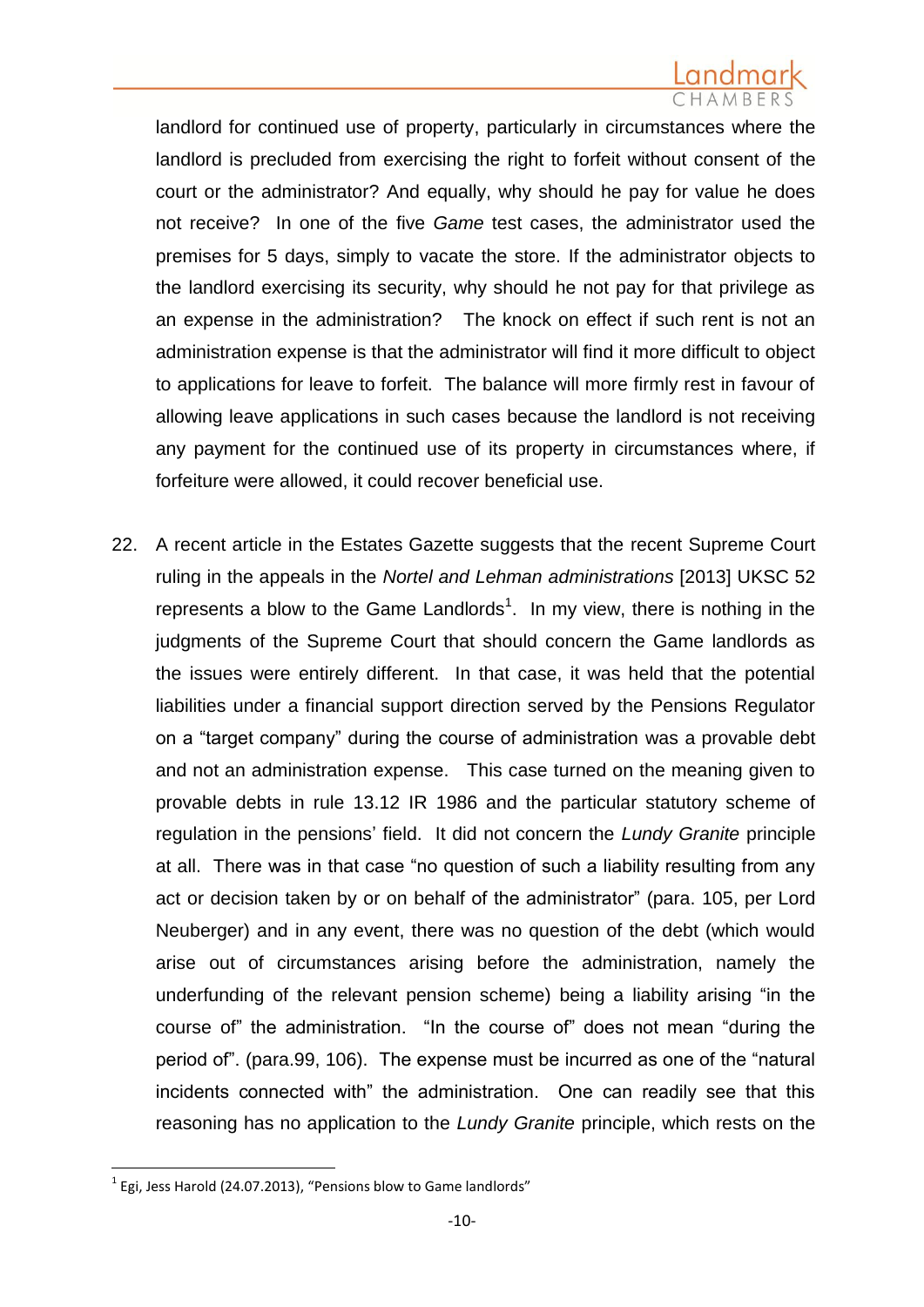landlord for continued use of property, particularly in circumstances where the landlord is precluded from exercising the right to forfeit without consent of the court or the administrator? And equally, why should he pay for value he does not receive? In one of the five *Game* test cases, the administrator used the premises for 5 days, simply to vacate the store. If the administrator objects to the landlord exercising its security, why should he not pay for that privilege as an expense in the administration? The knock on effect if such rent is not an administration expense is that the administrator will find it more difficult to object to applications for leave to forfeit. The balance will more firmly rest in favour of allowing leave applications in such cases because the landlord is not receiving any payment for the continued use of its property in circumstances where, if forfeiture were allowed, it could recover beneficial use.

22. A recent article in the Estates Gazette suggests that the recent Supreme Court ruling in the appeals in the *Nortel and Lehman administrations* [2013] UKSC 52 represents a blow to the Game Landlords[1]. In my view, there is nothing in the judgments of the Supreme Court that should concern the Game landlords as the issues were entirely different. In that case, it was held that the potential liabilities under a financial support direction served by the Pensions Regulator on a "target company" during the course of administration was a provable debt and not an administration expense. This case turned on the meaning given to provable debts in rule 13.12 IR 1986 and the particular statutory scheme of regulation in the pensions' field. It did not concern the *Lundy Granite* principle at all. There was in that case "no question of such a liability resulting from any act or decision taken by or on behalf of the administrator" (para. 105, per Lord Neuberger) and in any event, there was no question of the debt (which would arise out of circumstances arising before the administration, namely the underfunding of the relevant pension scheme) being a liability arising "in the course of" the administration. "In the course of" does not mean "during the period of". (para.99, 106). The expense must be incurred as one of the "natural incidents connected with" the administration. One can readily see that this reasoning has no application to the *Lundy Granite* principle, which rests on the

[1] Egi, Jess Harold (24.07.2013), "Pensions blow to Game landlords"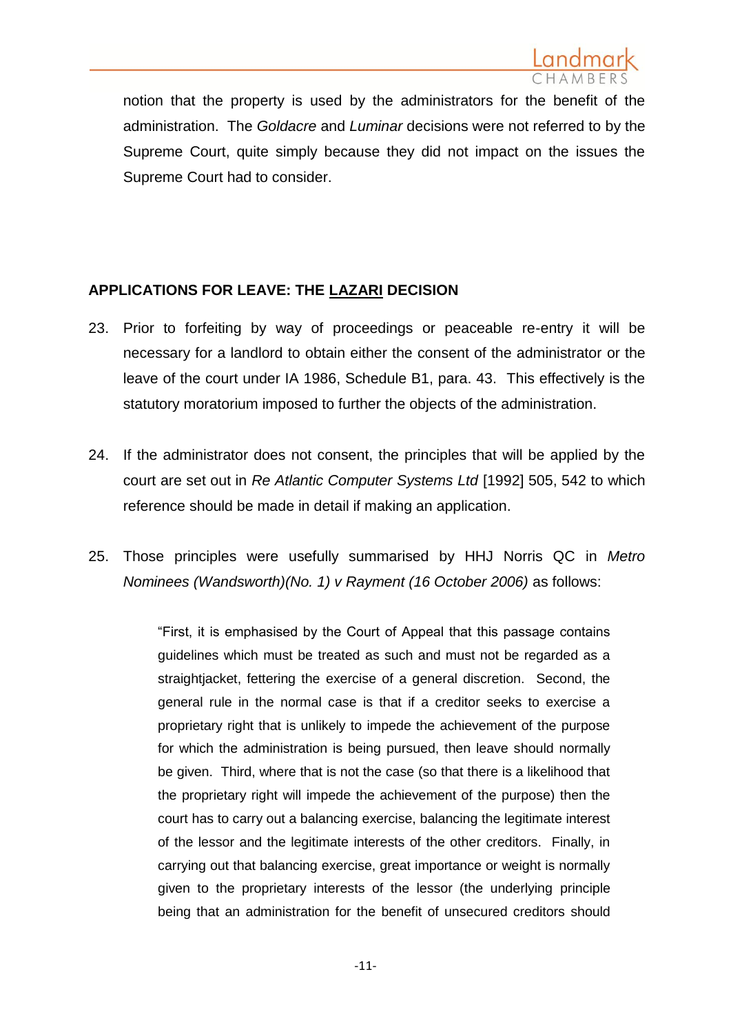notion that the property is used by the administrators for the benefit of the administration. The *Goldacre* and *Luminar* decisions were not referred to by the Supreme Court, quite simply because they did not impact on the issues the Supreme Court had to consider.

## APPLICATIONS FOR LEAVE: THE LAZARI DECISION

23. Prior to forfeiting by way of proceedings or peaceable re-entry it will be necessary for a landlord to obtain either the consent of the administrator or the leave of the court under IA 1986, Schedule B1, para. 43. This effectively is the statutory moratorium imposed to further the objects of the administration.

24. If the administrator does not consent, the principles that will be applied by the court are set out in *Re Atlantic Computer Systems Ltd* [1992] 505, 542 to which reference should be made in detail if making an application.

25. Those principles were usefully summarised by HHJ Norris QC in *Metro Nominees (Wandsworth)(No. 1) v Rayment (16 October 2006)* as follows:

> "First, it is emphasised by the Court of Appeal that this passage contains guidelines which must be treated as such and must not be regarded as a straightjacket, fettering the exercise of a general discretion. Second, the general rule in the normal case is that if a creditor seeks to exercise a proprietary right that is unlikely to impede the achievement of the purpose for which the administration is being pursued, then leave should normally be given. Third, where that is not the case (so that there is a likelihood that the proprietary right will impede the achievement of the purpose) then the court has to carry out a balancing exercise, balancing the legitimate interest of the lessor and the legitimate interests of the other creditors. Finally, in carrying out that balancing exercise, great importance or weight is normally given to the proprietary interests of the lessor (the underlying principle being that an administration for the benefit of unsecured creditors should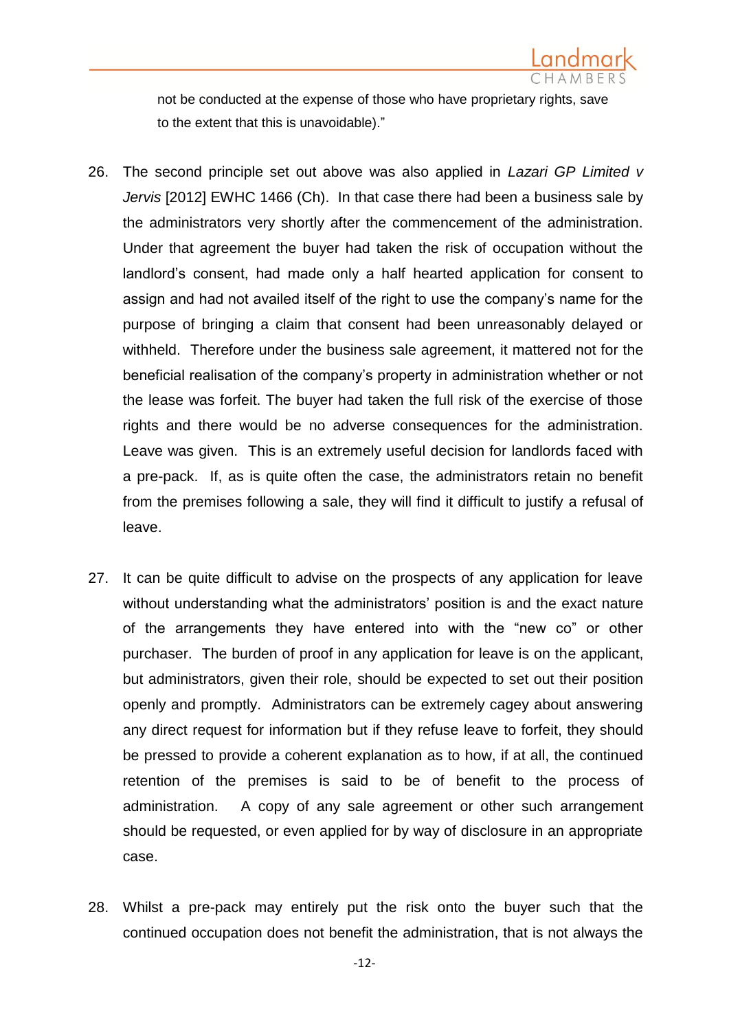not be conducted at the expense of those who have proprietary rights, save to the extent that this is unavoidable)."

26. The second principle set out above was also applied in *Lazari GP Limited v Jervis* [2012] EWHC 1466 (Ch). In that case there had been a business sale by the administrators very shortly after the commencement of the administration. Under that agreement the buyer had taken the risk of occupation without the landlord's consent, had made only a half hearted application for consent to assign and had not availed itself of the right to use the company's name for the purpose of bringing a claim that consent had been unreasonably delayed or withheld. Therefore under the business sale agreement, it mattered not for the beneficial realisation of the company's property in administration whether or not the lease was forfeit. The buyer had taken the full risk of the exercise of those rights and there would be no adverse consequences for the administration. Leave was given. This is an extremely useful decision for landlords faced with a pre-pack. If, as is quite often the case, the administrators retain no benefit from the premises following a sale, they will find it difficult to justify a refusal of leave.

27. It can be quite difficult to advise on the prospects of any application for leave without understanding what the administrators' position is and the exact nature of the arrangements they have entered into with the "new co" or other purchaser. The burden of proof in any application for leave is on the applicant, but administrators, given their role, should be expected to set out their position openly and promptly. Administrators can be extremely cagey about answering any direct request for information but if they refuse leave to forfeit, they should be pressed to provide a coherent explanation as to how, if at all, the continued retention of the premises is said to be of benefit to the process of administration. A copy of any sale agreement or other such arrangement should be requested, or even applied for by way of disclosure in an appropriate case.

28. Whilst a pre-pack may entirely put the risk onto the buyer such that the continued occupation does not benefit the administration, that is not always the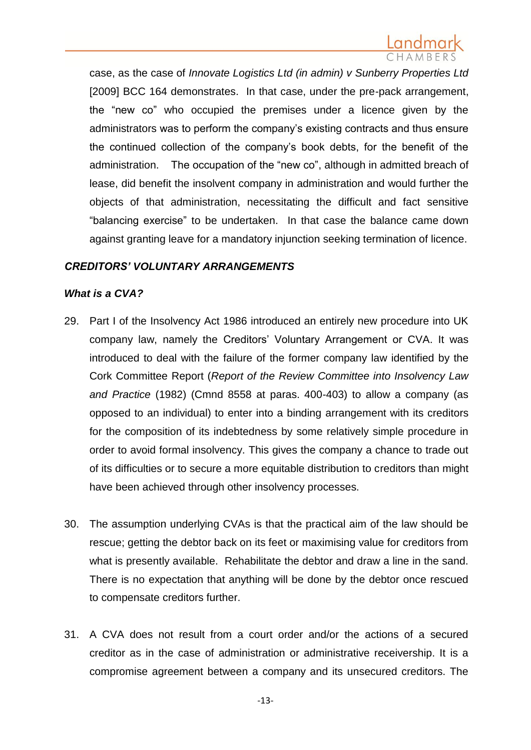case, as the case of *Innovate Logistics Ltd (in admin) v Sunberry Properties Ltd* [2009] BCC 164 demonstrates. In that case, under the pre-pack arrangement, the "new co" who occupied the premises under a licence given by the administrators was to perform the company's existing contracts and thus ensure the continued collection of the company's book debts, for the benefit of the administration. The occupation of the "new co", although in admitted breach of lease, did benefit the insolvent company in administration and would further the objects of that administration, necessitating the difficult and fact sensitive "balancing exercise" to be undertaken. In that case the balance came down against granting leave for a mandatory injunction seeking termination of licence.

## *CREDITORS' VOLUNTARY ARRANGEMENTS*

### *What is a CVA?*

29. Part I of the Insolvency Act 1986 introduced an entirely new procedure into UK company law, namely the Creditors' Voluntary Arrangement or CVA. It was introduced to deal with the failure of the former company law identified by the Cork Committee Report (*Report of the Review Committee into Insolvency Law and Practice* (1982) (Cmnd 8558 at paras. 400-403) to allow a company (as opposed to an individual) to enter into a binding arrangement with its creditors for the composition of its indebtedness by some relatively simple procedure in order to avoid formal insolvency. This gives the company a chance to trade out of its difficulties or to secure a more equitable distribution to creditors than might have been achieved through other insolvency processes.

30. The assumption underlying CVAs is that the practical aim of the law should be rescue; getting the debtor back on its feet or maximising value for creditors from what is presently available. Rehabilitate the debtor and draw a line in the sand. There is no expectation that anything will be done by the debtor once rescued to compensate creditors further.

31. A CVA does not result from a court order and/or the actions of a secured creditor as in the case of administration or administrative receivership. It is a compromise agreement between a company and its unsecured creditors. The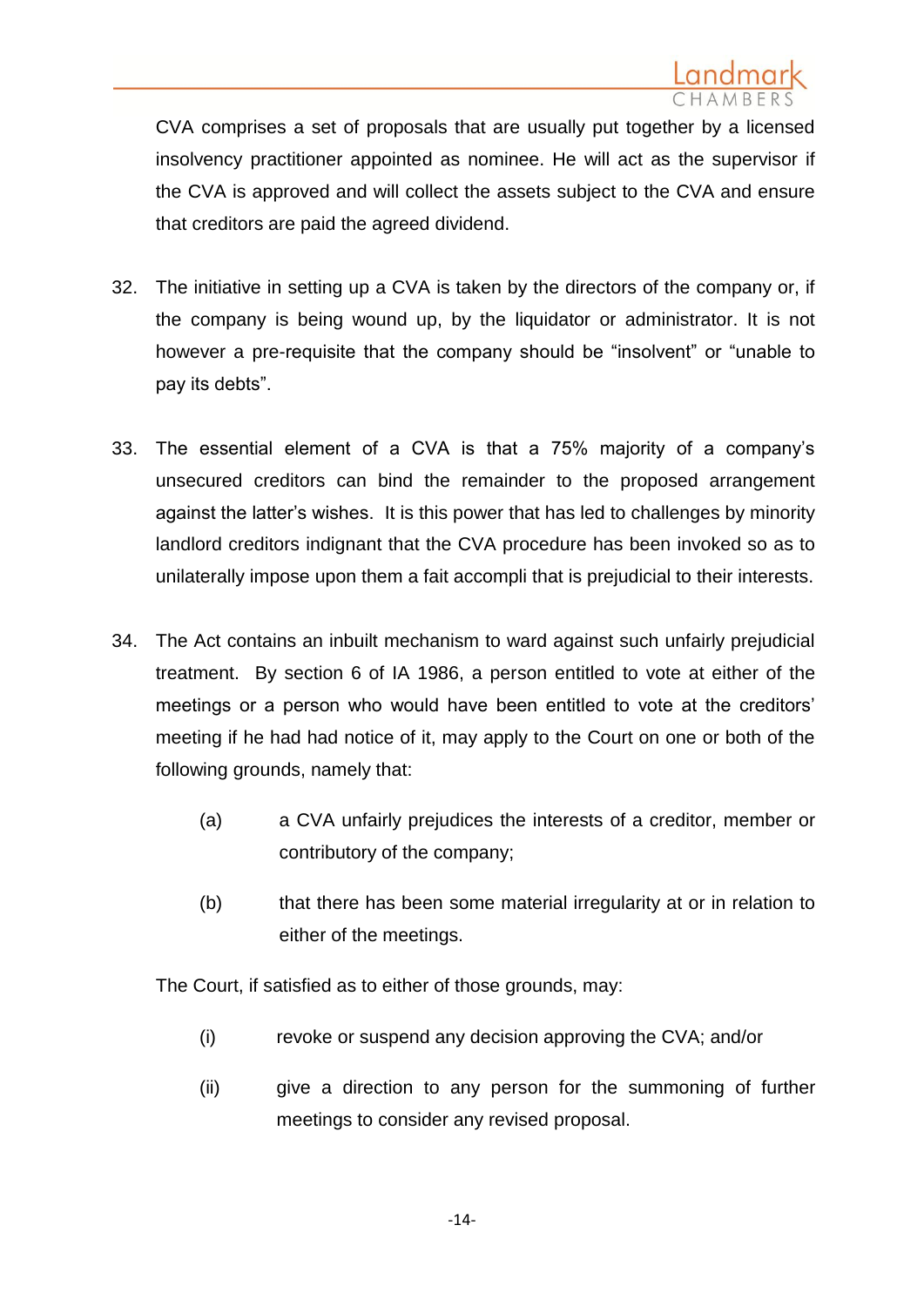CVA comprises a set of proposals that are usually put together by a licensed insolvency practitioner appointed as nominee. He will act as the supervisor if the CVA is approved and will collect the assets subject to the CVA and ensure that creditors are paid the agreed dividend.

32. The initiative in setting up a CVA is taken by the directors of the company or, if the company is being wound up, by the liquidator or administrator. It is not however a pre-requisite that the company should be "insolvent" or "unable to pay its debts".

33. The essential element of a CVA is that a 75% majority of a company's unsecured creditors can bind the remainder to the proposed arrangement against the latter's wishes. It is this power that has led to challenges by minority landlord creditors indignant that the CVA procedure has been invoked so as to unilaterally impose upon them a fait accompli that is prejudicial to their interests.

34. The Act contains an inbuilt mechanism to ward against such unfairly prejudicial treatment. By section 6 of IA 1986, a person entitled to vote at either of the meetings or a person who would have been entitled to vote at the creditors' meeting if he had had notice of it, may apply to the Court on one or both of the following grounds, namely that:

    (a) a CVA unfairly prejudices the interests of a creditor, member or contributory of the company;

    (b) that there has been some material irregularity at or in relation to either of the meetings.

    The Court, if satisfied as to either of those grounds, may:

    (i) revoke or suspend any decision approving the CVA; and/or

    (ii) give a direction to any person for the summoning of further meetings to consider any revised proposal.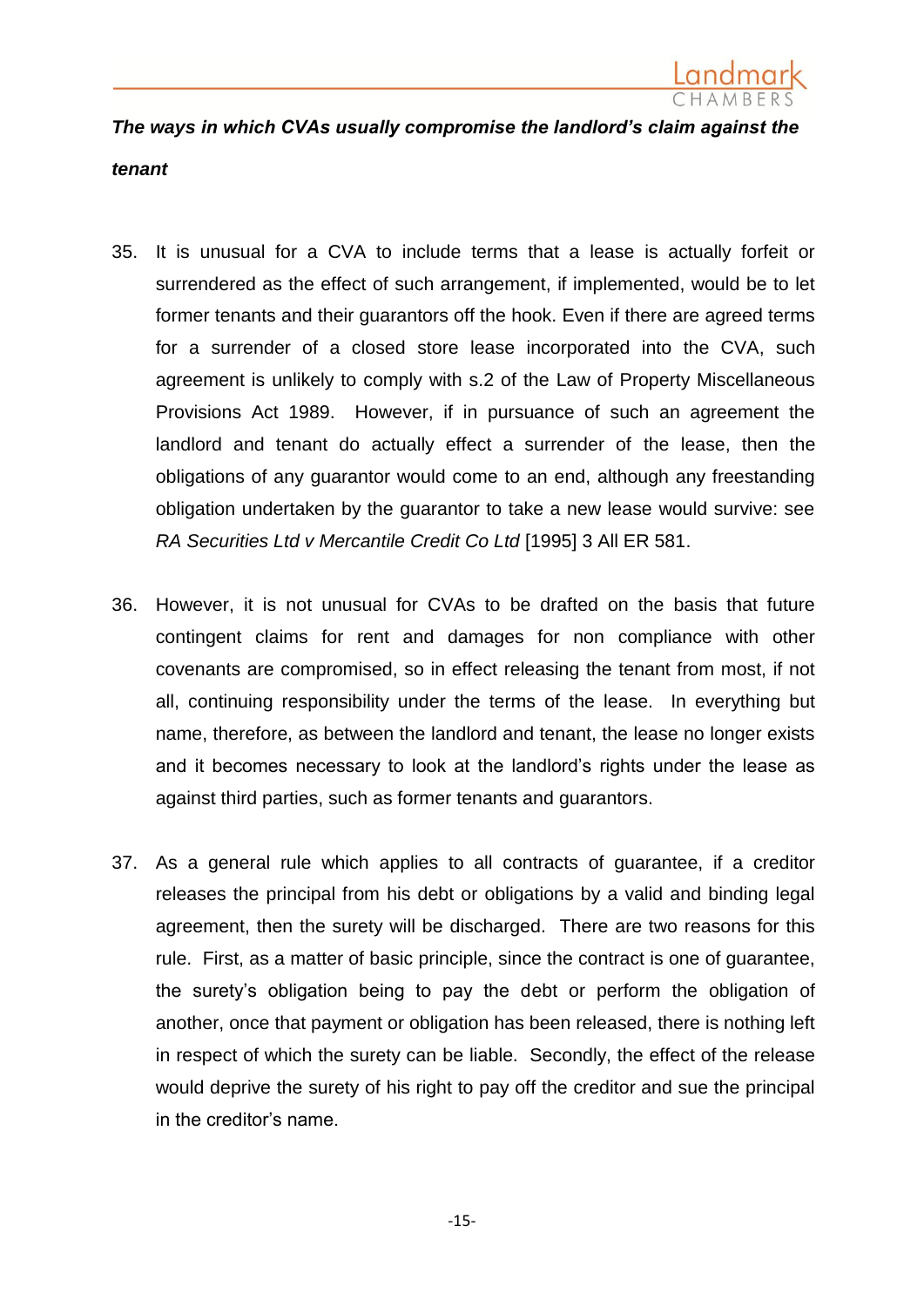***The ways in which CVAs usually compromise the landlord's claim against the tenant***

35. It is unusual for a CVA to include terms that a lease is actually forfeit or surrendered as the effect of such arrangement, if implemented, would be to let former tenants and their guarantors off the hook. Even if there are agreed terms for a surrender of a closed store lease incorporated into the CVA, such agreement is unlikely to comply with s.2 of the Law of Property Miscellaneous Provisions Act 1989. However, if in pursuance of such an agreement the landlord and tenant do actually effect a surrender of the lease, then the obligations of any guarantor would come to an end, although any freestanding obligation undertaken by the guarantor to take a new lease would survive: see *RA Securities Ltd v Mercantile Credit Co Ltd* [1995] 3 All ER 581.

36. However, it is not unusual for CVAs to be drafted on the basis that future contingent claims for rent and damages for non compliance with other covenants are compromised, so in effect releasing the tenant from most, if not all, continuing responsibility under the terms of the lease. In everything but name, therefore, as between the landlord and tenant, the lease no longer exists and it becomes necessary to look at the landlord's rights under the lease as against third parties, such as former tenants and guarantors.

37. As a general rule which applies to all contracts of guarantee, if a creditor releases the principal from his debt or obligations by a valid and binding legal agreement, then the surety will be discharged. There are two reasons for this rule. First, as a matter of basic principle, since the contract is one of guarantee, the surety's obligation being to pay the debt or perform the obligation of another, once that payment or obligation has been released, there is nothing left in respect of which the surety can be liable. Secondly, the effect of the release would deprive the surety of his right to pay off the creditor and sue the principal in the creditor's name.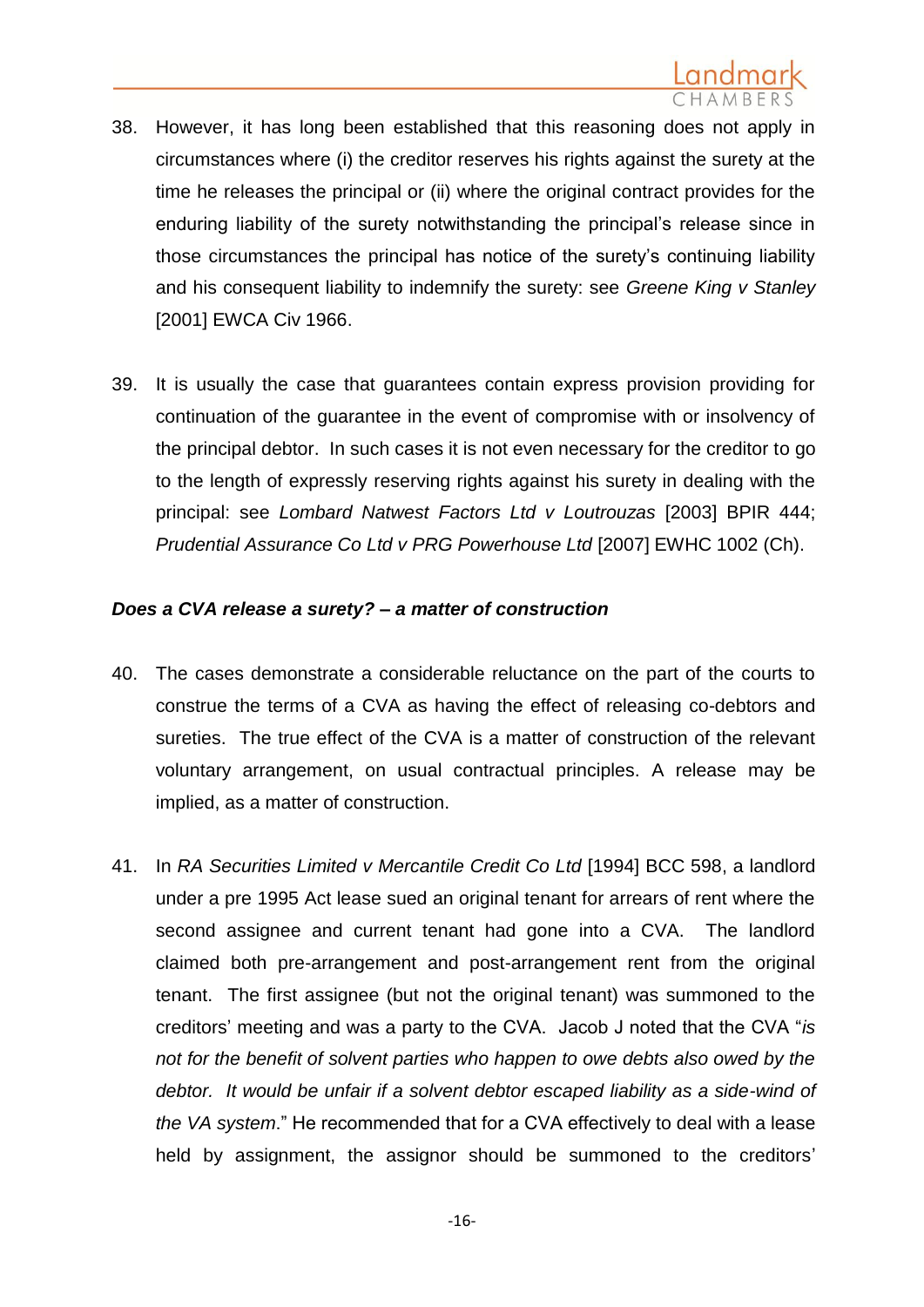38. However, it has long been established that this reasoning does not apply in circumstances where (i) the creditor reserves his rights against the surety at the time he releases the principal or (ii) where the original contract provides for the enduring liability of the surety notwithstanding the principal's release since in those circumstances the principal has notice of the surety's continuing liability and his consequent liability to indemnify the surety: see *Greene King v Stanley* [2001] EWCA Civ 1966.

39. It is usually the case that guarantees contain express provision providing for continuation of the guarantee in the event of compromise with or insolvency of the principal debtor. In such cases it is not even necessary for the creditor to go to the length of expressly reserving rights against his surety in dealing with the principal: see *Lombard Natwest Factors Ltd v Loutrouzas* [2003] BPIR 444; *Prudential Assurance Co Ltd v PRG Powerhouse Ltd* [2007] EWHC 1002 (Ch).

***Does a CVA release a surety? – a matter of construction***

40. The cases demonstrate a considerable reluctance on the part of the courts to construe the terms of a CVA as having the effect of releasing co-debtors and sureties. The true effect of the CVA is a matter of construction of the relevant voluntary arrangement, on usual contractual principles. A release may be implied, as a matter of construction.

41. In *RA Securities Limited v Mercantile Credit Co Ltd* [1994] BCC 598, a landlord under a pre 1995 Act lease sued an original tenant for arrears of rent where the second assignee and current tenant had gone into a CVA. The landlord claimed both pre-arrangement and post-arrangement rent from the original tenant. The first assignee (but not the original tenant) was summoned to the creditors' meeting and was a party to the CVA. Jacob J noted that the CVA "*is not for the benefit of solvent parties who happen to owe debts also owed by the debtor. It would be unfair if a solvent debtor escaped liability as a side-wind of the VA system*." He recommended that for a CVA effectively to deal with a lease held by assignment, the assignor should be summoned to the creditors'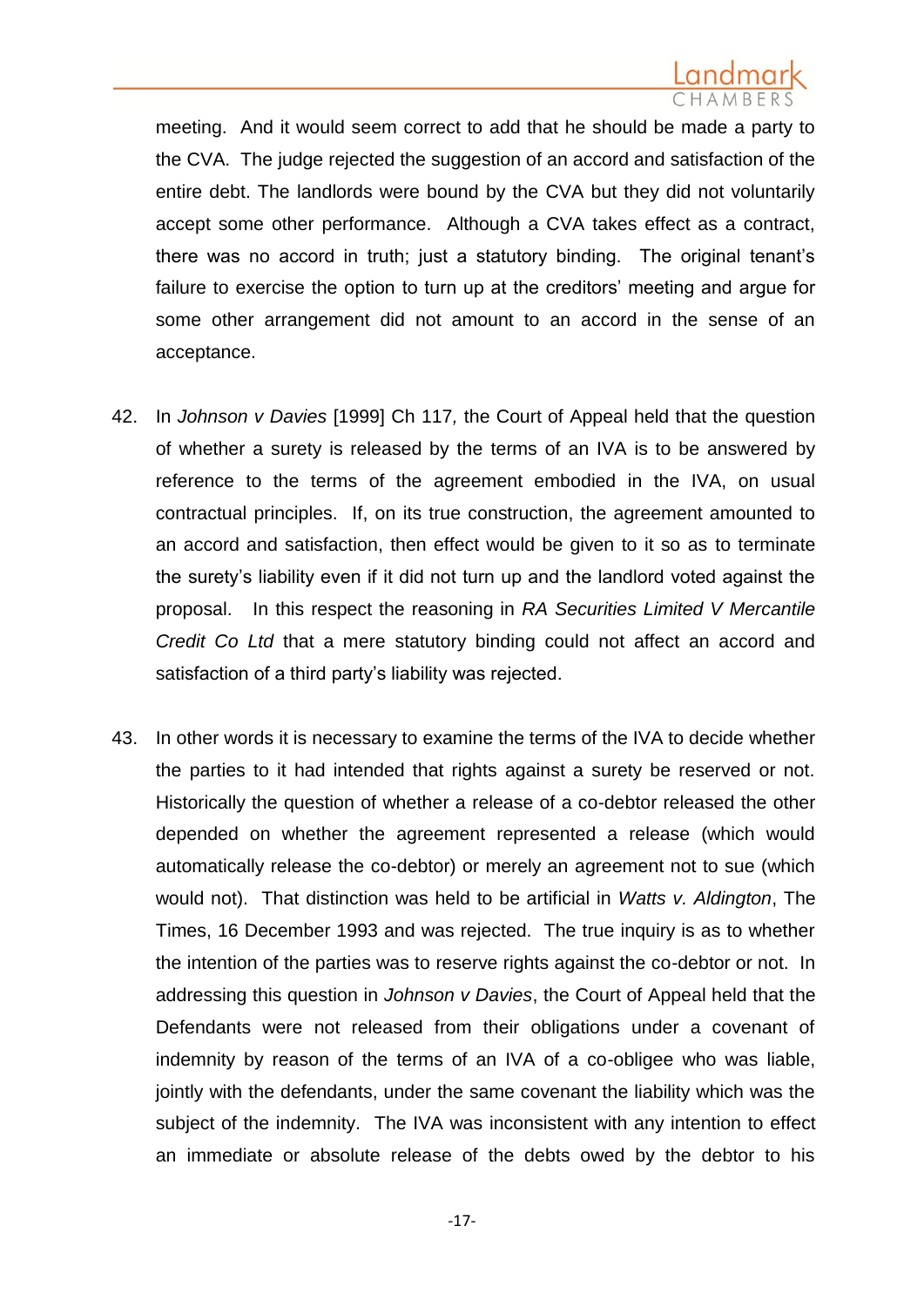meeting. And it would seem correct to add that he should be made a party to the CVA. The judge rejected the suggestion of an accord and satisfaction of the entire debt. The landlords were bound by the CVA but they did not voluntarily accept some other performance. Although a CVA takes effect as a contract, there was no accord in truth; just a statutory binding. The original tenant's failure to exercise the option to turn up at the creditors' meeting and argue for some other arrangement did not amount to an accord in the sense of an acceptance.

42. In *Johnson v Davies* [1999] Ch 117*,* the Court of Appeal held that the question of whether a surety is released by the terms of an IVA is to be answered by reference to the terms of the agreement embodied in the IVA, on usual contractual principles. If, on its true construction, the agreement amounted to an accord and satisfaction, then effect would be given to it so as to terminate the surety's liability even if it did not turn up and the landlord voted against the proposal. In this respect the reasoning in *RA Securities Limited V Mercantile Credit Co Ltd* that a mere statutory binding could not affect an accord and satisfaction of a third party's liability was rejected.

43. In other words it is necessary to examine the terms of the IVA to decide whether the parties to it had intended that rights against a surety be reserved or not. Historically the question of whether a release of a co-debtor released the other depended on whether the agreement represented a release (which would automatically release the co-debtor) or merely an agreement not to sue (which would not). That distinction was held to be artificial in *Watts v. Aldington*, The Times, 16 December 1993 and was rejected. The true inquiry is as to whether the intention of the parties was to reserve rights against the co-debtor or not. In addressing this question in *Johnson v Davies*, the Court of Appeal held that the Defendants were not released from their obligations under a covenant of indemnity by reason of the terms of an IVA of a co-obligee who was liable, jointly with the defendants, under the same covenant the liability which was the subject of the indemnity. The IVA was inconsistent with any intention to effect an immediate or absolute release of the debts owed by the debtor to his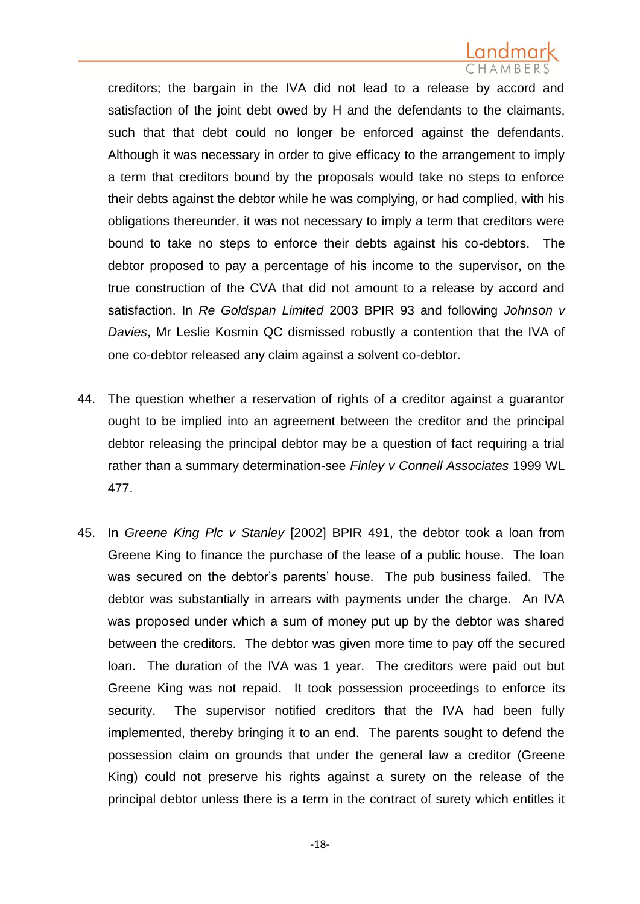creditors; the bargain in the IVA did not lead to a release by accord and satisfaction of the joint debt owed by H and the defendants to the claimants, such that that debt could no longer be enforced against the defendants. Although it was necessary in order to give efficacy to the arrangement to imply a term that creditors bound by the proposals would take no steps to enforce their debts against the debtor while he was complying, or had complied, with his obligations thereunder, it was not necessary to imply a term that creditors were bound to take no steps to enforce their debts against his co-debtors. The debtor proposed to pay a percentage of his income to the supervisor, on the true construction of the CVA that did not amount to a release by accord and satisfaction. In *Re Goldspan Limited* 2003 BPIR 93 and following *Johnson v Davies*, Mr Leslie Kosmin QC dismissed robustly a contention that the IVA of one co-debtor released any claim against a solvent co-debtor.

44. The question whether a reservation of rights of a creditor against a guarantor ought to be implied into an agreement between the creditor and the principal debtor releasing the principal debtor may be a question of fact requiring a trial rather than a summary determination-see *Finley v Connell Associates* 1999 WL 477.

45. In *Greene King Plc v Stanley* [2002] BPIR 491, the debtor took a loan from Greene King to finance the purchase of the lease of a public house. The loan was secured on the debtor's parents' house. The pub business failed. The debtor was substantially in arrears with payments under the charge. An IVA was proposed under which a sum of money put up by the debtor was shared between the creditors. The debtor was given more time to pay off the secured loan. The duration of the IVA was 1 year. The creditors were paid out but Greene King was not repaid. It took possession proceedings to enforce its security. The supervisor notified creditors that the IVA had been fully implemented, thereby bringing it to an end. The parents sought to defend the possession claim on grounds that under the general law a creditor (Greene King) could not preserve his rights against a surety on the release of the principal debtor unless there is a term in the contract of surety which entitles it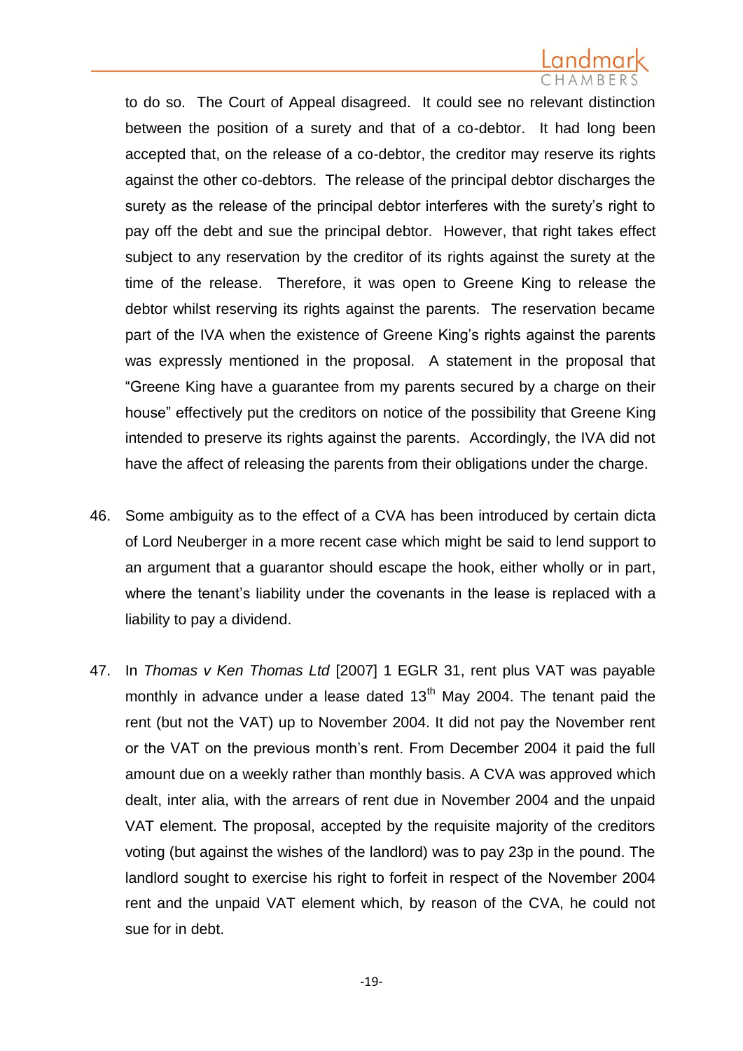to do so. The Court of Appeal disagreed. It could see no relevant distinction between the position of a surety and that of a co-debtor. It had long been accepted that, on the release of a co-debtor, the creditor may reserve its rights against the other co-debtors. The release of the principal debtor discharges the surety as the release of the principal debtor interferes with the surety's right to pay off the debt and sue the principal debtor. However, that right takes effect subject to any reservation by the creditor of its rights against the surety at the time of the release. Therefore, it was open to Greene King to release the debtor whilst reserving its rights against the parents. The reservation became part of the IVA when the existence of Greene King's rights against the parents was expressly mentioned in the proposal. A statement in the proposal that "Greene King have a guarantee from my parents secured by a charge on their house" effectively put the creditors on notice of the possibility that Greene King intended to preserve its rights against the parents. Accordingly, the IVA did not have the affect of releasing the parents from their obligations under the charge.

46. Some ambiguity as to the effect of a CVA has been introduced by certain dicta of Lord Neuberger in a more recent case which might be said to lend support to an argument that a guarantor should escape the hook, either wholly or in part, where the tenant's liability under the covenants in the lease is replaced with a liability to pay a dividend.

47. In *Thomas v Ken Thomas Ltd* [2007] 1 EGLR 31, rent plus VAT was payable monthly in advance under a lease dated 13th May 2004. The tenant paid the rent (but not the VAT) up to November 2004. It did not pay the November rent or the VAT on the previous month's rent. From December 2004 it paid the full amount due on a weekly rather than monthly basis. A CVA was approved which dealt, inter alia, with the arrears of rent due in November 2004 and the unpaid VAT element. The proposal, accepted by the requisite majority of the creditors voting (but against the wishes of the landlord) was to pay 23p in the pound. The landlord sought to exercise his right to forfeit in respect of the November 2004 rent and the unpaid VAT element which, by reason of the CVA, he could not sue for in debt.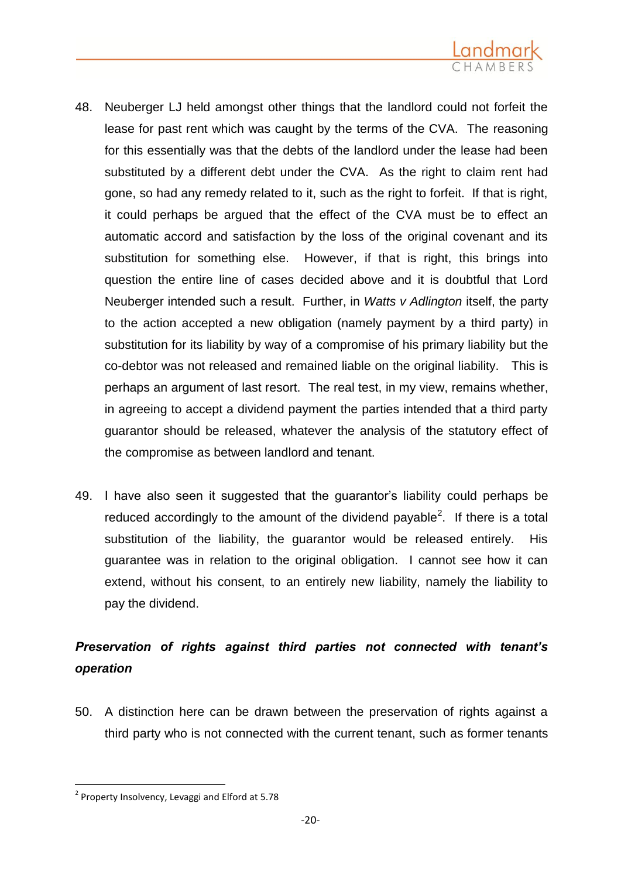48. Neuberger LJ held amongst other things that the landlord could not forfeit the lease for past rent which was caught by the terms of the CVA. The reasoning for this essentially was that the debts of the landlord under the lease had been substituted by a different debt under the CVA. As the right to claim rent had gone, so had any remedy related to it, such as the right to forfeit. If that is right, it could perhaps be argued that the effect of the CVA must be to effect an automatic accord and satisfaction by the loss of the original covenant and its substitution for something else. However, if that is right, this brings into question the entire line of cases decided above and it is doubtful that Lord Neuberger intended such a result. Further, in *Watts v Adlington* itself, the party to the action accepted a new obligation (namely payment by a third party) in substitution for its liability by way of a compromise of his primary liability but the co-debtor was not released and remained liable on the original liability. This is perhaps an argument of last resort. The real test, in my view, remains whether, in agreeing to accept a dividend payment the parties intended that a third party guarantor should be released, whatever the analysis of the statutory effect of the compromise as between landlord and tenant.

49. I have also seen it suggested that the guarantor's liability could perhaps be reduced accordingly to the amount of the dividend payable[2]. If there is a total substitution of the liability, the guarantor would be released entirely. His guarantee was in relation to the original obligation. I cannot see how it can extend, without his consent, to an entirely new liability, namely the liability to pay the dividend.

***Preservation of rights against third parties not connected with tenant's operation***

50. A distinction here can be drawn between the preservation of rights against a third party who is not connected with the current tenant, such as former tenants

---

[2] Property Insolvency, Levaggi and Elford at 5.78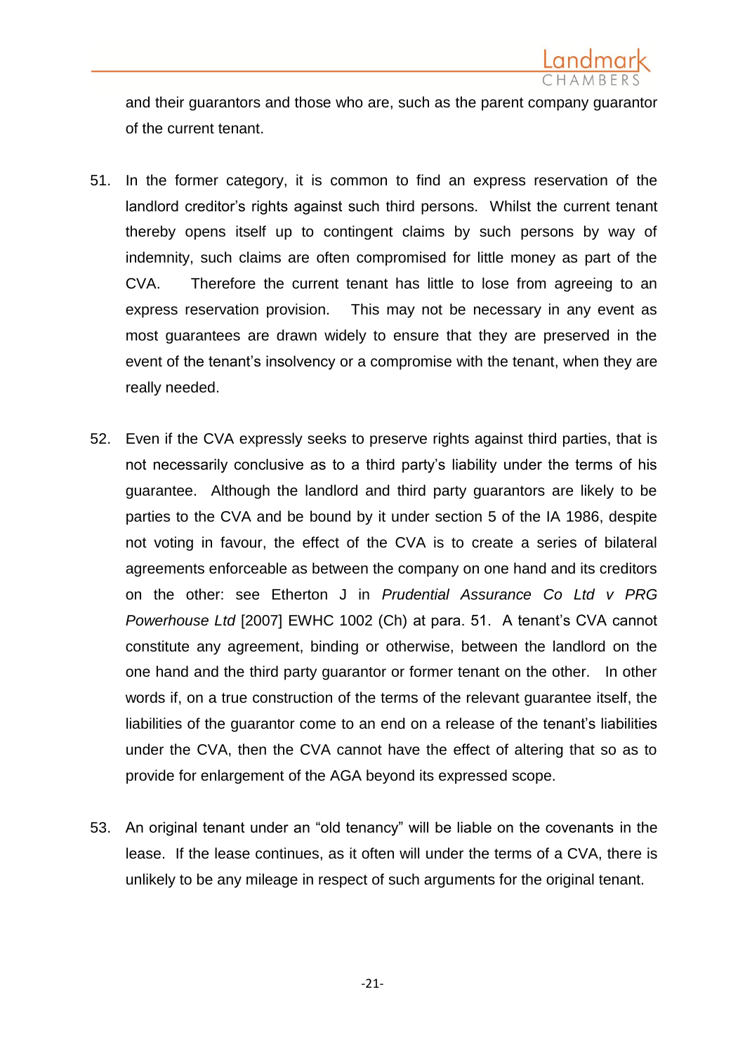and their guarantors and those who are, such as the parent company guarantor of the current tenant.

51. In the former category, it is common to find an express reservation of the landlord creditor's rights against such third persons. Whilst the current tenant thereby opens itself up to contingent claims by such persons by way of indemnity, such claims are often compromised for little money as part of the CVA. Therefore the current tenant has little to lose from agreeing to an express reservation provision. This may not be necessary in any event as most guarantees are drawn widely to ensure that they are preserved in the event of the tenant's insolvency or a compromise with the tenant, when they are really needed.

52. Even if the CVA expressly seeks to preserve rights against third parties, that is not necessarily conclusive as to a third party's liability under the terms of his guarantee. Although the landlord and third party guarantors are likely to be parties to the CVA and be bound by it under section 5 of the IA 1986, despite not voting in favour, the effect of the CVA is to create a series of bilateral agreements enforceable as between the company on one hand and its creditors on the other: see Etherton J in *Prudential Assurance Co Ltd v PRG Powerhouse Ltd* [2007] EWHC 1002 (Ch) at para. 51. A tenant's CVA cannot constitute any agreement, binding or otherwise, between the landlord on the one hand and the third party guarantor or former tenant on the other. In other words if, on a true construction of the terms of the relevant guarantee itself, the liabilities of the guarantor come to an end on a release of the tenant's liabilities under the CVA, then the CVA cannot have the effect of altering that so as to provide for enlargement of the AGA beyond its expressed scope.

53. An original tenant under an "old tenancy" will be liable on the covenants in the lease. If the lease continues, as it often will under the terms of a CVA, there is unlikely to be any mileage in respect of such arguments for the original tenant.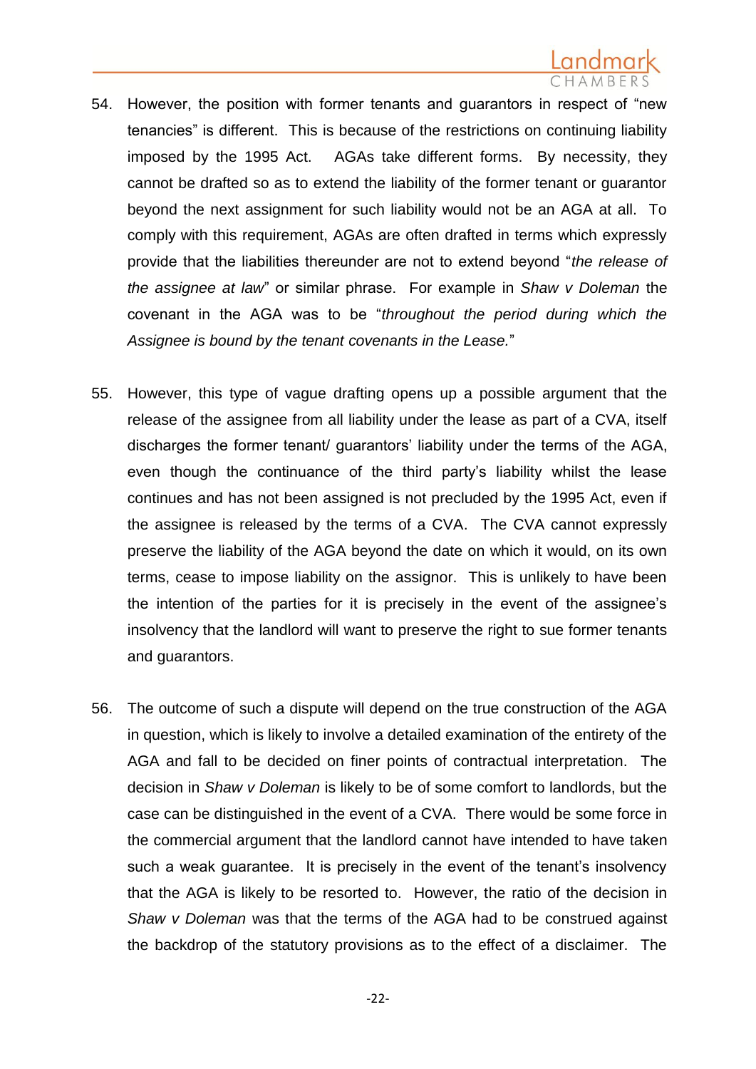54. However, the position with former tenants and guarantors in respect of "new tenancies" is different. This is because of the restrictions on continuing liability imposed by the 1995 Act. AGAs take different forms. By necessity, they cannot be drafted so as to extend the liability of the former tenant or guarantor beyond the next assignment for such liability would not be an AGA at all. To comply with this requirement, AGAs are often drafted in terms which expressly provide that the liabilities thereunder are not to extend beyond "*the release of the assignee at law*" or similar phrase. For example in *Shaw v Doleman* the covenant in the AGA was to be "*throughout the period during which the Assignee is bound by the tenant covenants in the Lease.*"

55. However, this type of vague drafting opens up a possible argument that the release of the assignee from all liability under the lease as part of a CVA, itself discharges the former tenant/ guarantors' liability under the terms of the AGA, even though the continuance of the third party's liability whilst the lease continues and has not been assigned is not precluded by the 1995 Act, even if the assignee is released by the terms of a CVA. The CVA cannot expressly preserve the liability of the AGA beyond the date on which it would, on its own terms, cease to impose liability on the assignor. This is unlikely to have been the intention of the parties for it is precisely in the event of the assignee's insolvency that the landlord will want to preserve the right to sue former tenants and guarantors.

56. The outcome of such a dispute will depend on the true construction of the AGA in question, which is likely to involve a detailed examination of the entirety of the AGA and fall to be decided on finer points of contractual interpretation. The decision in *Shaw v Doleman* is likely to be of some comfort to landlords, but the case can be distinguished in the event of a CVA. There would be some force in the commercial argument that the landlord cannot have intended to have taken such a weak guarantee. It is precisely in the event of the tenant's insolvency that the AGA is likely to be resorted to. However, the ratio of the decision in *Shaw v Doleman* was that the terms of the AGA had to be construed against the backdrop of the statutory provisions as to the effect of a disclaimer. The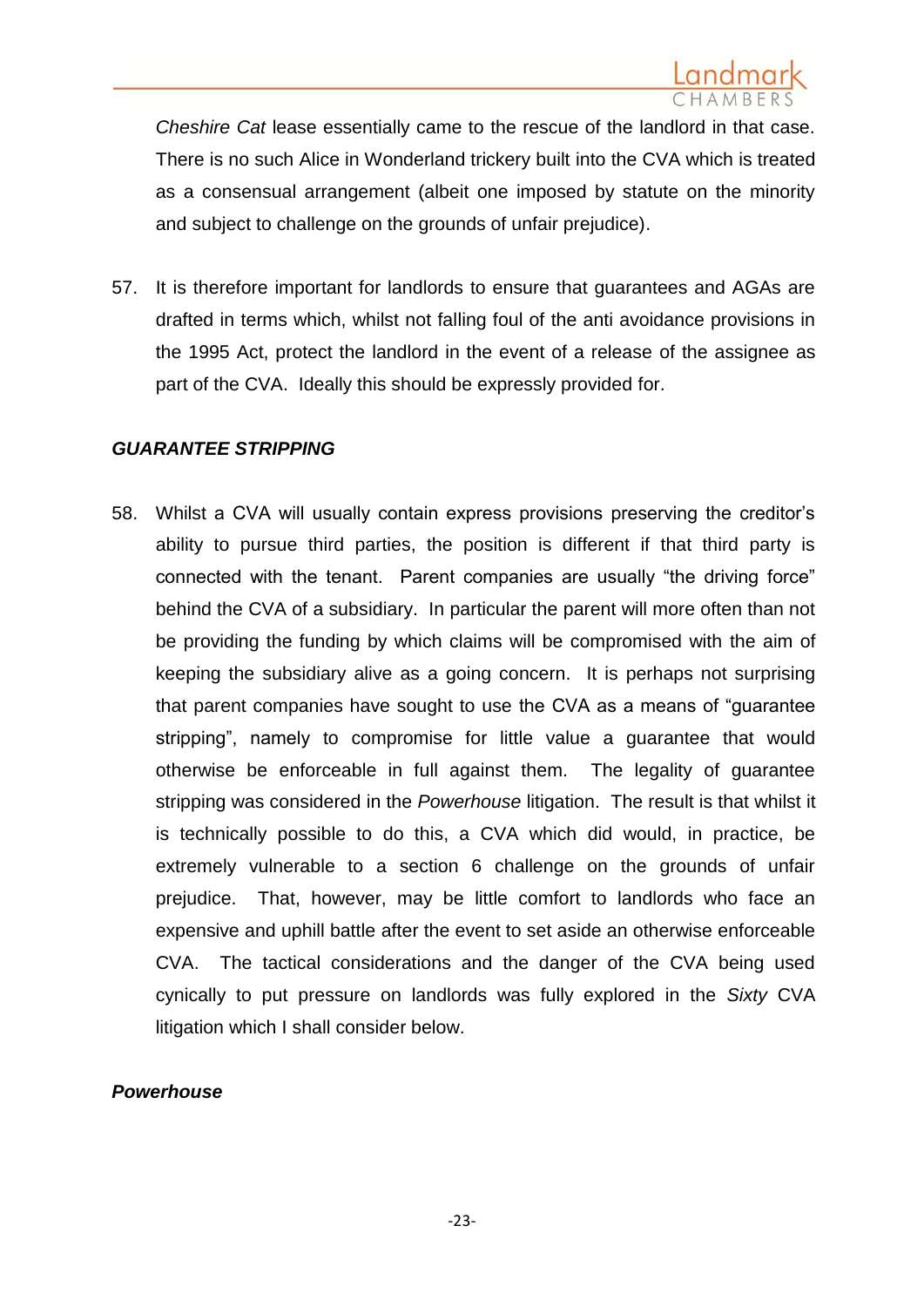*Cheshire Cat* lease essentially came to the rescue of the landlord in that case. There is no such Alice in Wonderland trickery built into the CVA which is treated as a consensual arrangement (albeit one imposed by statute on the minority and subject to challenge on the grounds of unfair prejudice).

57. It is therefore important for landlords to ensure that guarantees and AGAs are drafted in terms which, whilst not falling foul of the anti avoidance provisions in the 1995 Act, protect the landlord in the event of a release of the assignee as part of the CVA. Ideally this should be expressly provided for.

***GUARANTEE STRIPPING***

58. Whilst a CVA will usually contain express provisions preserving the creditor's ability to pursue third parties, the position is different if that third party is connected with the tenant. Parent companies are usually "the driving force" behind the CVA of a subsidiary. In particular the parent will more often than not be providing the funding by which claims will be compromised with the aim of keeping the subsidiary alive as a going concern. It is perhaps not surprising that parent companies have sought to use the CVA as a means of "guarantee stripping", namely to compromise for little value a guarantee that would otherwise be enforceable in full against them. The legality of guarantee stripping was considered in the *Powerhouse* litigation. The result is that whilst it is technically possible to do this, a CVA which did would, in practice, be extremely vulnerable to a section 6 challenge on the grounds of unfair prejudice. That, however, may be little comfort to landlords who face an expensive and uphill battle after the event to set aside an otherwise enforceable CVA. The tactical considerations and the danger of the CVA being used cynically to put pressure on landlords was fully explored in the *Sixty* CVA litigation which I shall consider below.

***Powerhouse***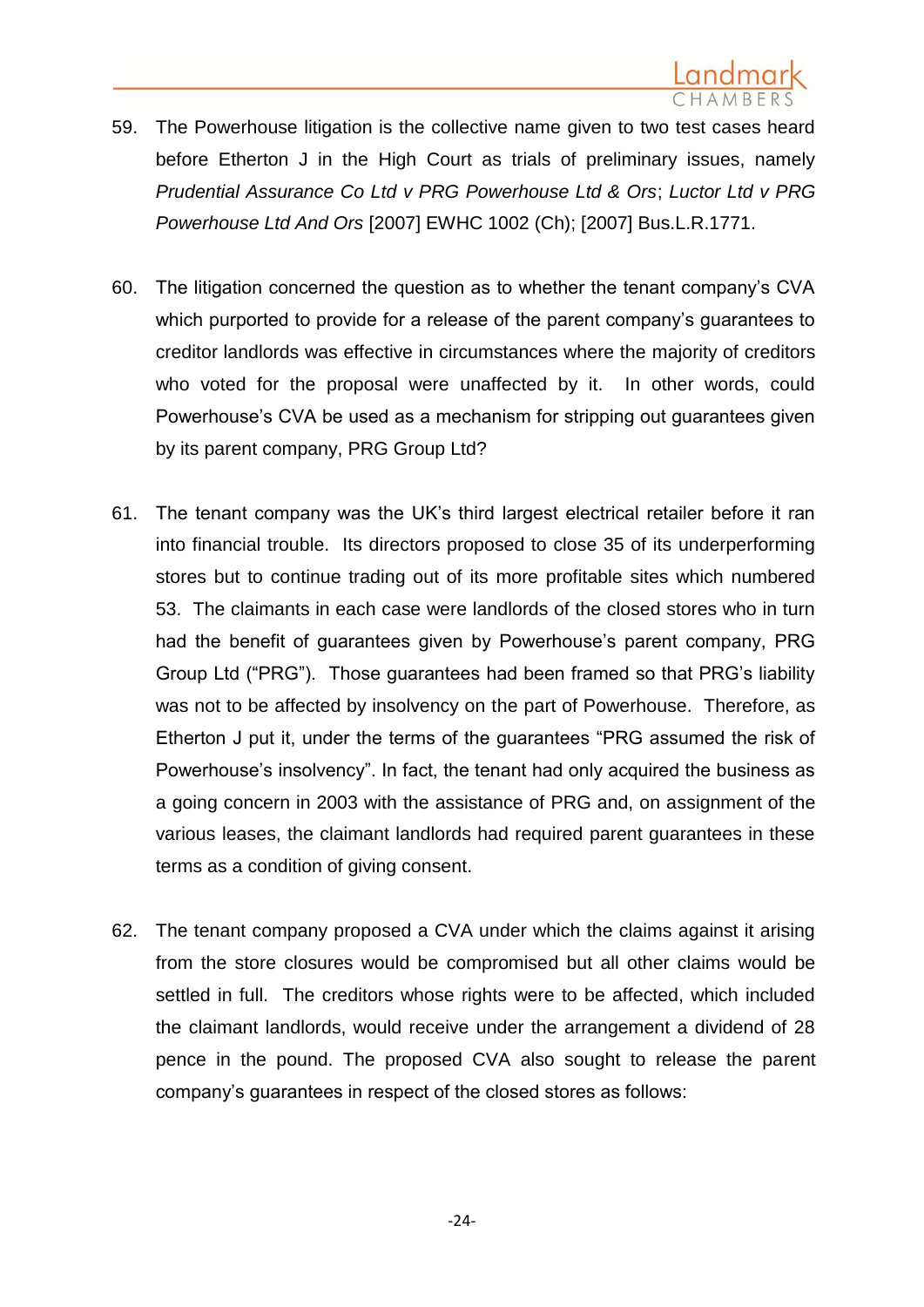59. The Powerhouse litigation is the collective name given to two test cases heard before Etherton J in the High Court as trials of preliminary issues, namely *Prudential Assurance Co Ltd v PRG Powerhouse Ltd & Ors*; *Luctor Ltd v PRG Powerhouse Ltd And Ors* [2007] EWHC 1002 (Ch); [2007] Bus.L.R.1771.

60. The litigation concerned the question as to whether the tenant company's CVA which purported to provide for a release of the parent company's guarantees to creditor landlords was effective in circumstances where the majority of creditors who voted for the proposal were unaffected by it. In other words, could Powerhouse's CVA be used as a mechanism for stripping out guarantees given by its parent company, PRG Group Ltd?

61. The tenant company was the UK's third largest electrical retailer before it ran into financial trouble. Its directors proposed to close 35 of its underperforming stores but to continue trading out of its more profitable sites which numbered 53. The claimants in each case were landlords of the closed stores who in turn had the benefit of guarantees given by Powerhouse's parent company, PRG Group Ltd ("PRG"). Those guarantees had been framed so that PRG's liability was not to be affected by insolvency on the part of Powerhouse. Therefore, as Etherton J put it, under the terms of the guarantees "PRG assumed the risk of Powerhouse's insolvency". In fact, the tenant had only acquired the business as a going concern in 2003 with the assistance of PRG and, on assignment of the various leases, the claimant landlords had required parent guarantees in these terms as a condition of giving consent.

62. The tenant company proposed a CVA under which the claims against it arising from the store closures would be compromised but all other claims would be settled in full. The creditors whose rights were to be affected, which included the claimant landlords, would receive under the arrangement a dividend of 28 pence in the pound. The proposed CVA also sought to release the parent company's guarantees in respect of the closed stores as follows: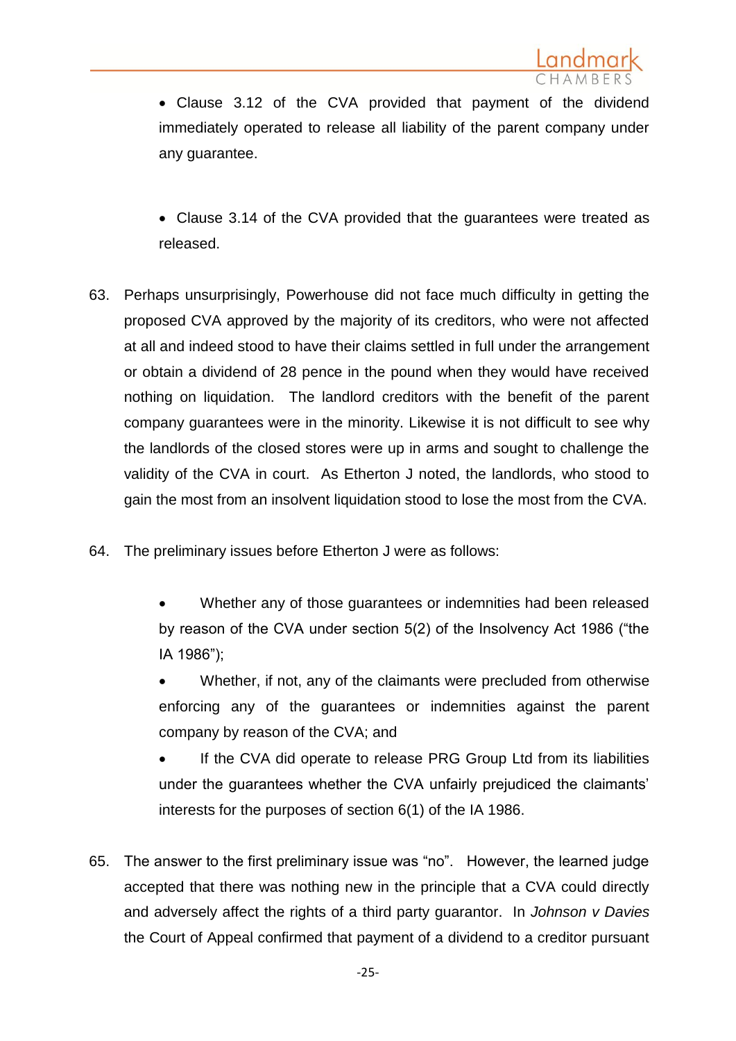- Clause 3.12 of the CVA provided that payment of the dividend immediately operated to release all liability of the parent company under any guarantee.

- Clause 3.14 of the CVA provided that the guarantees were treated as released.

63. Perhaps unsurprisingly, Powerhouse did not face much difficulty in getting the proposed CVA approved by the majority of its creditors, who were not affected at all and indeed stood to have their claims settled in full under the arrangement or obtain a dividend of 28 pence in the pound when they would have received nothing on liquidation. The landlord creditors with the benefit of the parent company guarantees were in the minority. Likewise it is not difficult to see why the landlords of the closed stores were up in arms and sought to challenge the validity of the CVA in court. As Etherton J noted, the landlords, who stood to gain the most from an insolvent liquidation stood to lose the most from the CVA.

64. The preliminary issues before Etherton J were as follows:

    - Whether any of those guarantees or indemnities had been released by reason of the CVA under section 5(2) of the Insolvency Act 1986 ("the IA 1986");
    - Whether, if not, any of the claimants were precluded from otherwise enforcing any of the guarantees or indemnities against the parent company by reason of the CVA; and
    - If the CVA did operate to release PRG Group Ltd from its liabilities under the guarantees whether the CVA unfairly prejudiced the claimants' interests for the purposes of section 6(1) of the IA 1986.

65. The answer to the first preliminary issue was "no". However, the learned judge accepted that there was nothing new in the principle that a CVA could directly and adversely affect the rights of a third party guarantor. In *Johnson v Davies* the Court of Appeal confirmed that payment of a dividend to a creditor pursuant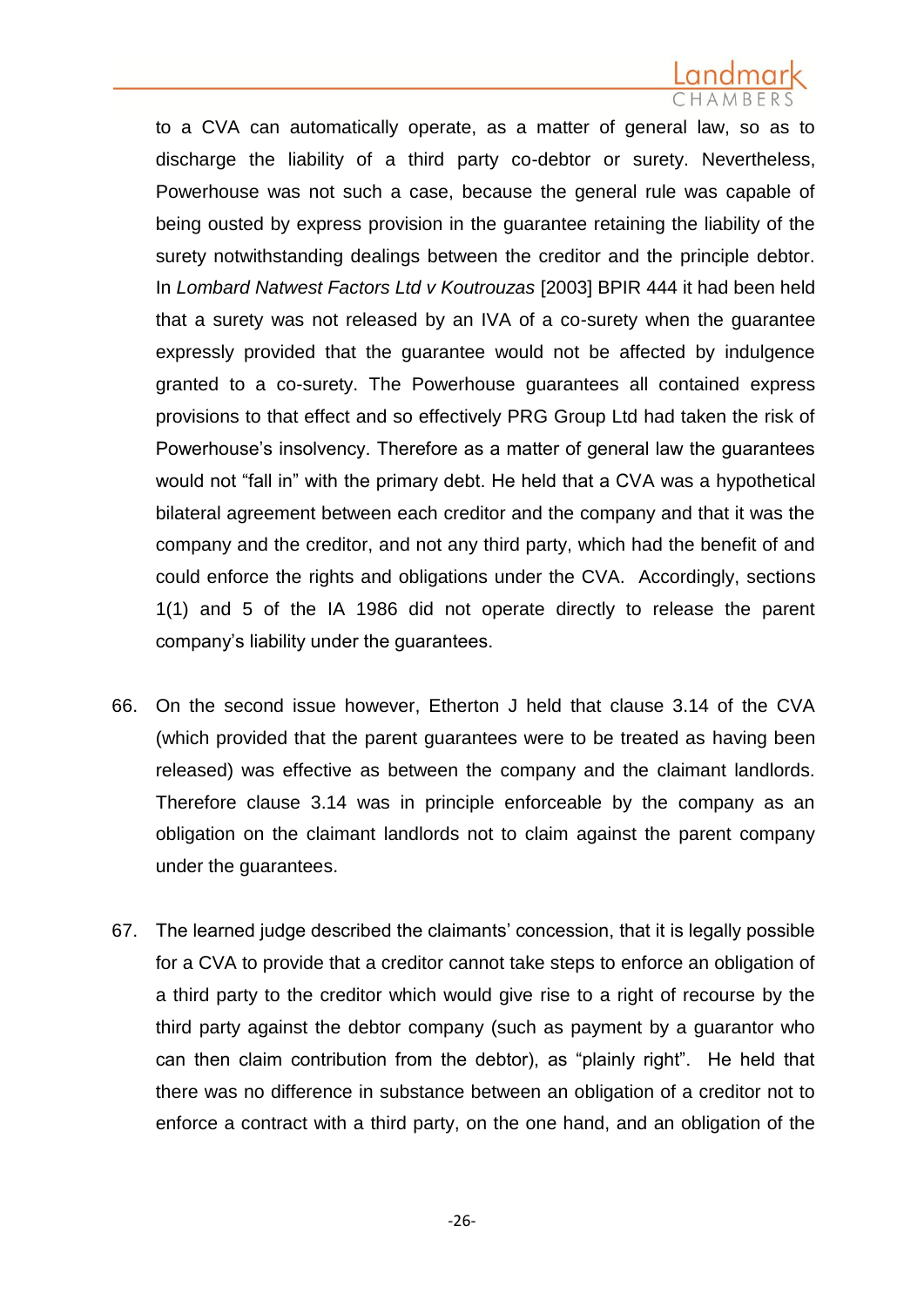to a CVA can automatically operate, as a matter of general law, so as to discharge the liability of a third party co-debtor or surety. Nevertheless, Powerhouse was not such a case, because the general rule was capable of being ousted by express provision in the guarantee retaining the liability of the surety notwithstanding dealings between the creditor and the principle debtor. In *Lombard Natwest Factors Ltd v Koutrouzas* [2003] BPIR 444 it had been held that a surety was not released by an IVA of a co-surety when the guarantee expressly provided that the guarantee would not be affected by indulgence granted to a co-surety. The Powerhouse guarantees all contained express provisions to that effect and so effectively PRG Group Ltd had taken the risk of Powerhouse's insolvency. Therefore as a matter of general law the guarantees would not "fall in" with the primary debt. He held that a CVA was a hypothetical bilateral agreement between each creditor and the company and that it was the company and the creditor, and not any third party, which had the benefit of and could enforce the rights and obligations under the CVA. Accordingly, sections 1(1) and 5 of the IA 1986 did not operate directly to release the parent company's liability under the guarantees.

66. On the second issue however, Etherton J held that clause 3.14 of the CVA (which provided that the parent guarantees were to be treated as having been released) was effective as between the company and the claimant landlords. Therefore clause 3.14 was in principle enforceable by the company as an obligation on the claimant landlords not to claim against the parent company under the guarantees.

67. The learned judge described the claimants' concession, that it is legally possible for a CVA to provide that a creditor cannot take steps to enforce an obligation of a third party to the creditor which would give rise to a right of recourse by the third party against the debtor company (such as payment by a guarantor who can then claim contribution from the debtor), as "plainly right". He held that there was no difference in substance between an obligation of a creditor not to enforce a contract with a third party, on the one hand, and an obligation of the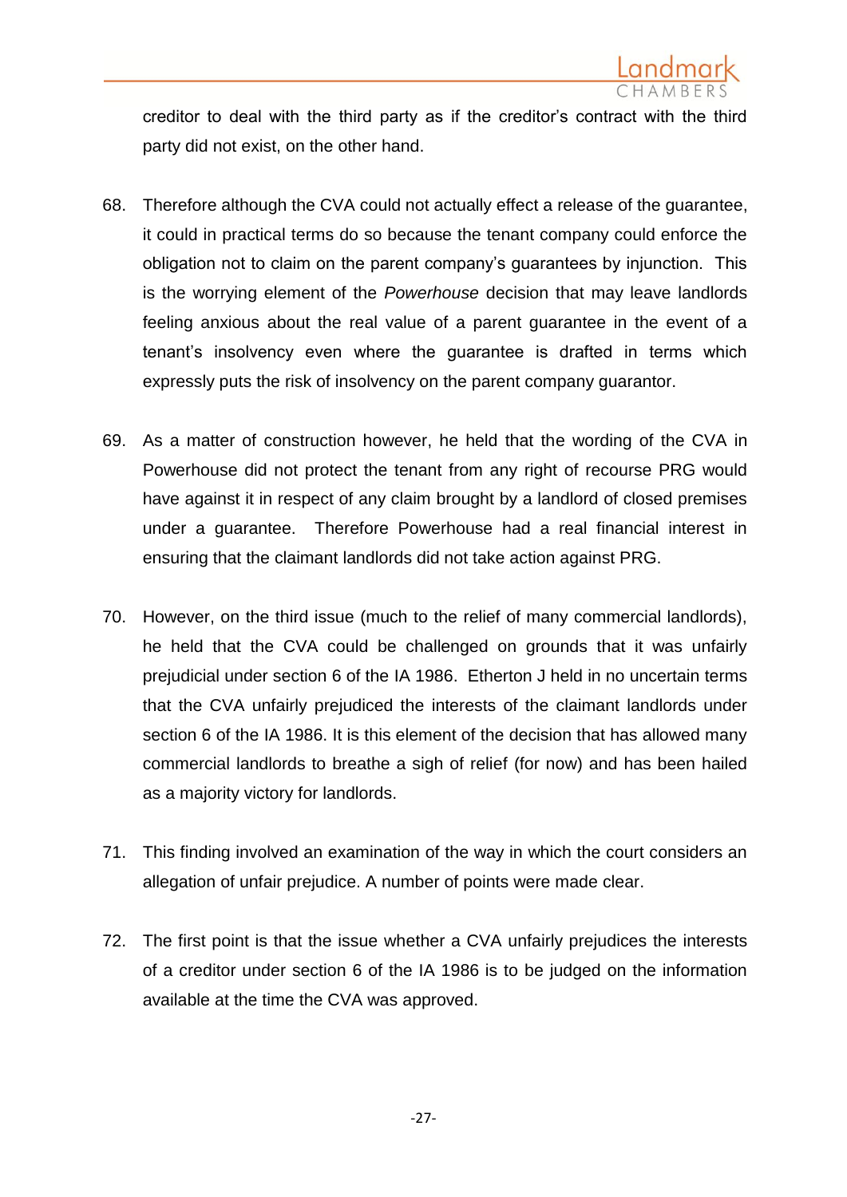creditor to deal with the third party as if the creditor's contract with the third party did not exist, on the other hand.

68. Therefore although the CVA could not actually effect a release of the guarantee, it could in practical terms do so because the tenant company could enforce the obligation not to claim on the parent company's guarantees by injunction. This is the worrying element of the *Powerhouse* decision that may leave landlords feeling anxious about the real value of a parent guarantee in the event of a tenant's insolvency even where the guarantee is drafted in terms which expressly puts the risk of insolvency on the parent company guarantor.

69. As a matter of construction however, he held that the wording of the CVA in Powerhouse did not protect the tenant from any right of recourse PRG would have against it in respect of any claim brought by a landlord of closed premises under a guarantee. Therefore Powerhouse had a real financial interest in ensuring that the claimant landlords did not take action against PRG.

70. However, on the third issue (much to the relief of many commercial landlords), he held that the CVA could be challenged on grounds that it was unfairly prejudicial under section 6 of the IA 1986. Etherton J held in no uncertain terms that the CVA unfairly prejudiced the interests of the claimant landlords under section 6 of the IA 1986. It is this element of the decision that has allowed many commercial landlords to breathe a sigh of relief (for now) and has been hailed as a majority victory for landlords.

71. This finding involved an examination of the way in which the court considers an allegation of unfair prejudice. A number of points were made clear.

72. The first point is that the issue whether a CVA unfairly prejudices the interests of a creditor under section 6 of the IA 1986 is to be judged on the information available at the time the CVA was approved.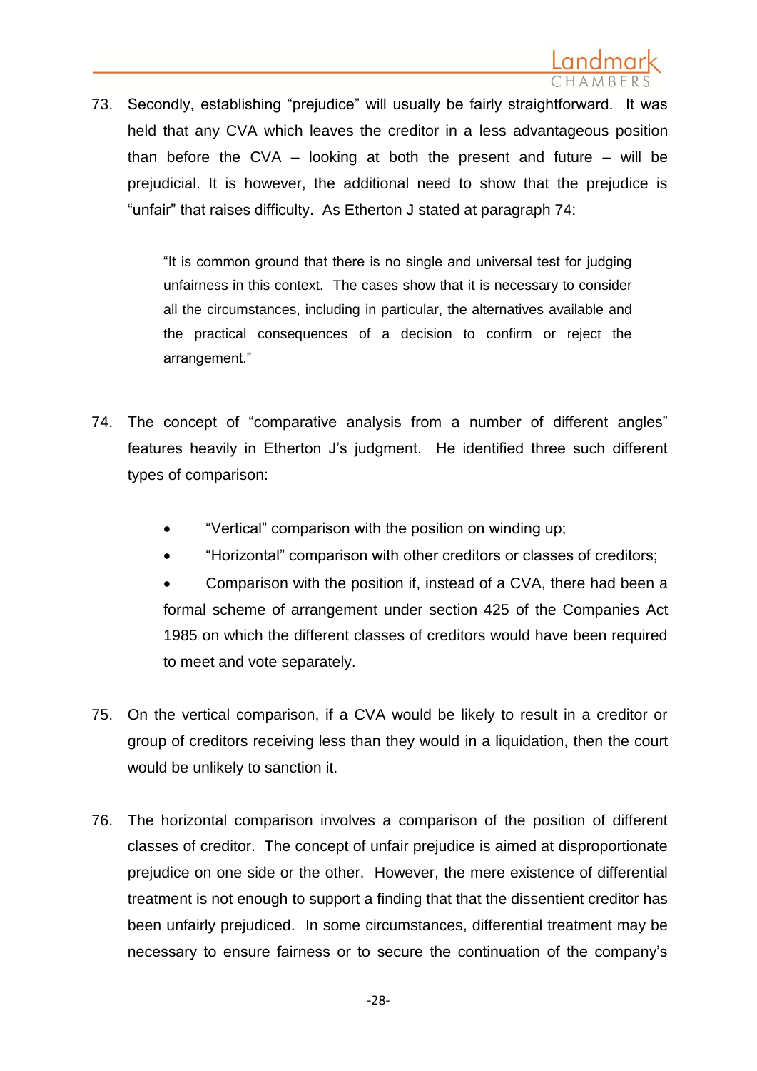73. Secondly, establishing "prejudice" will usually be fairly straightforward. It was held that any CVA which leaves the creditor in a less advantageous position than before the CVA – looking at both the present and future – will be prejudicial. It is however, the additional need to show that the prejudice is "unfair" that raises difficulty. As Etherton J stated at paragraph 74:

> "It is common ground that there is no single and universal test for judging unfairness in this context. The cases show that it is necessary to consider all the circumstances, including in particular, the alternatives available and the practical consequences of a decision to confirm or reject the arrangement."

74. The concept of "comparative analysis from a number of different angles" features heavily in Etherton J's judgment. He identified three such different types of comparison:

- "Vertical" comparison with the position on winding up;
- "Horizontal" comparison with other creditors or classes of creditors;
- Comparison with the position if, instead of a CVA, there had been a formal scheme of arrangement under section 425 of the Companies Act 1985 on which the different classes of creditors would have been required to meet and vote separately.

75. On the vertical comparison, if a CVA would be likely to result in a creditor or group of creditors receiving less than they would in a liquidation, then the court would be unlikely to sanction it.

76. The horizontal comparison involves a comparison of the position of different classes of creditor. The concept of unfair prejudice is aimed at disproportionate prejudice on one side or the other. However, the mere existence of differential treatment is not enough to support a finding that that the dissentient creditor has been unfairly prejudiced. In some circumstances, differential treatment may be necessary to ensure fairness or to secure the continuation of the company's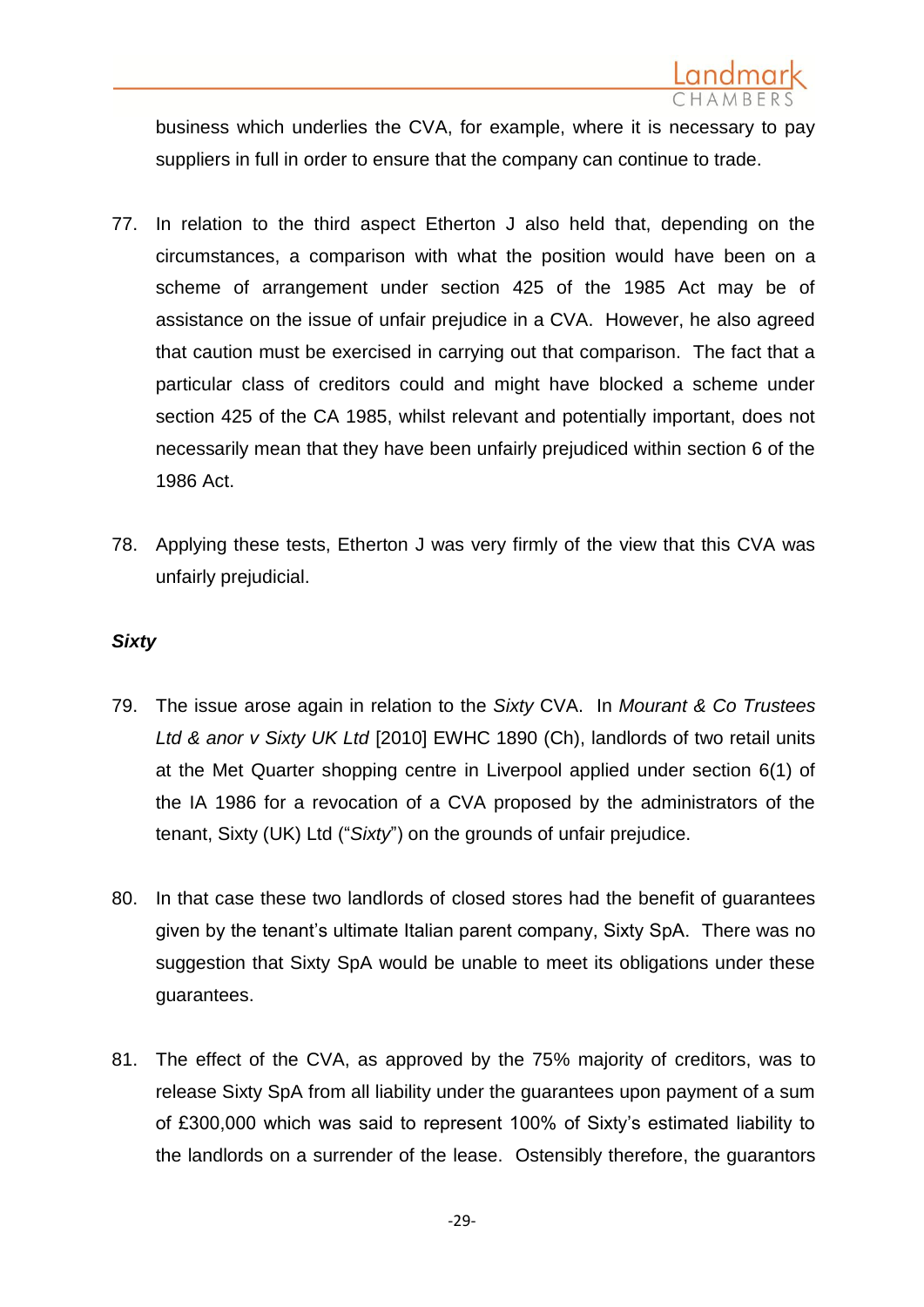business which underlies the CVA, for example, where it is necessary to pay suppliers in full in order to ensure that the company can continue to trade.

77. In relation to the third aspect Etherton J also held that, depending on the circumstances, a comparison with what the position would have been on a scheme of arrangement under section 425 of the 1985 Act may be of assistance on the issue of unfair prejudice in a CVA. However, he also agreed that caution must be exercised in carrying out that comparison. The fact that a particular class of creditors could and might have blocked a scheme under section 425 of the CA 1985, whilst relevant and potentially important, does not necessarily mean that they have been unfairly prejudiced within section 6 of the 1986 Act.

78. Applying these tests, Etherton J was very firmly of the view that this CVA was unfairly prejudicial.

***Sixty***

79. The issue arose again in relation to the *Sixty* CVA. In *Mourant & Co Trustees Ltd & anor v Sixty UK Ltd* [2010] EWHC 1890 (Ch), landlords of two retail units at the Met Quarter shopping centre in Liverpool applied under section 6(1) of the IA 1986 for a revocation of a CVA proposed by the administrators of the tenant, Sixty (UK) Ltd ("*Sixty*") on the grounds of unfair prejudice.

80. In that case these two landlords of closed stores had the benefit of guarantees given by the tenant's ultimate Italian parent company, Sixty SpA. There was no suggestion that Sixty SpA would be unable to meet its obligations under these guarantees.

81. The effect of the CVA, as approved by the 75% majority of creditors, was to release Sixty SpA from all liability under the guarantees upon payment of a sum of £300,000 which was said to represent 100% of Sixty's estimated liability to the landlords on a surrender of the lease. Ostensibly therefore, the guarantors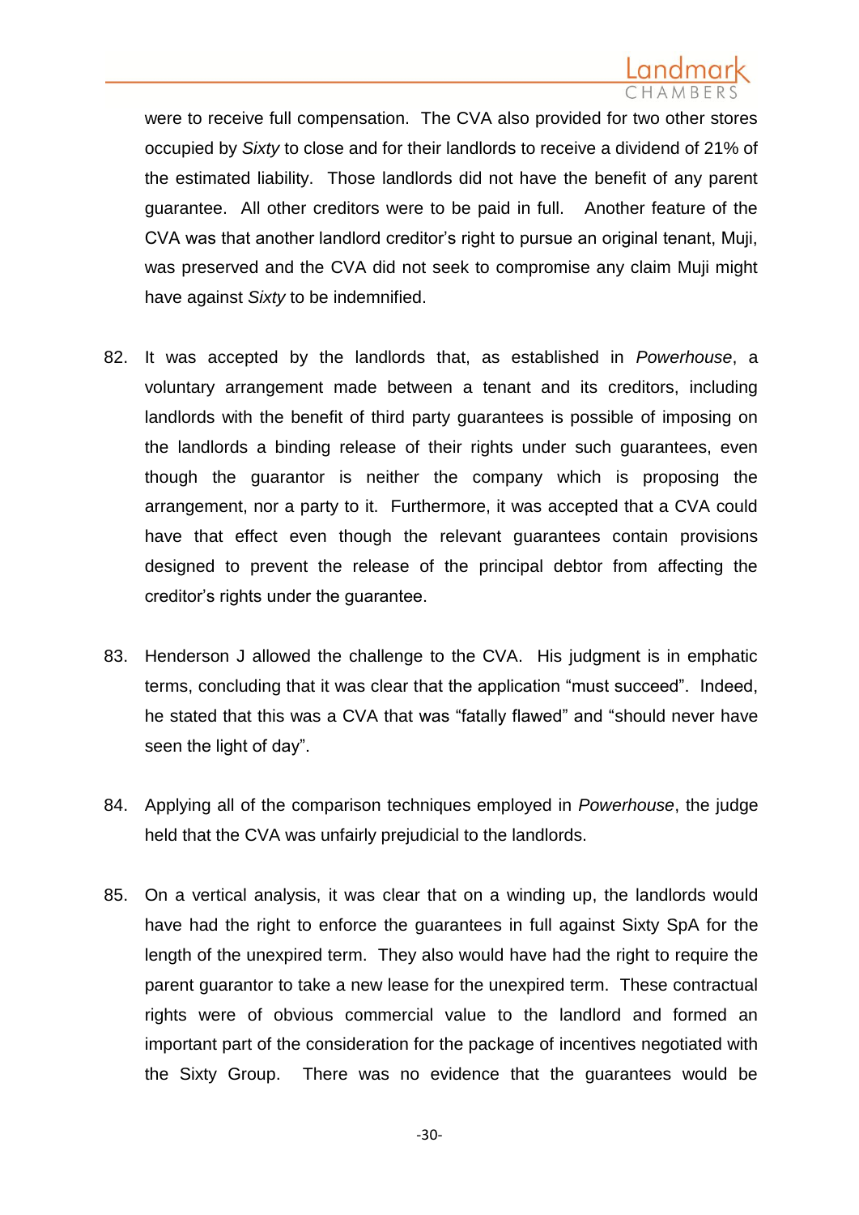were to receive full compensation. The CVA also provided for two other stores occupied by *Sixty* to close and for their landlords to receive a dividend of 21% of the estimated liability. Those landlords did not have the benefit of any parent guarantee. All other creditors were to be paid in full. Another feature of the CVA was that another landlord creditor's right to pursue an original tenant, Muji, was preserved and the CVA did not seek to compromise any claim Muji might have against *Sixty* to be indemnified.

82. It was accepted by the landlords that, as established in *Powerhouse*, a voluntary arrangement made between a tenant and its creditors, including landlords with the benefit of third party guarantees is possible of imposing on the landlords a binding release of their rights under such guarantees, even though the guarantor is neither the company which is proposing the arrangement, nor a party to it. Furthermore, it was accepted that a CVA could have that effect even though the relevant guarantees contain provisions designed to prevent the release of the principal debtor from affecting the creditor's rights under the guarantee.

83. Henderson J allowed the challenge to the CVA. His judgment is in emphatic terms, concluding that it was clear that the application "must succeed". Indeed, he stated that this was a CVA that was "fatally flawed" and "should never have seen the light of day".

84. Applying all of the comparison techniques employed in *Powerhouse*, the judge held that the CVA was unfairly prejudicial to the landlords.

85. On a vertical analysis, it was clear that on a winding up, the landlords would have had the right to enforce the guarantees in full against Sixty SpA for the length of the unexpired term. They also would have had the right to require the parent guarantor to take a new lease for the unexpired term. These contractual rights were of obvious commercial value to the landlord and formed an important part of the consideration for the package of incentives negotiated with the Sixty Group. There was no evidence that the guarantees would be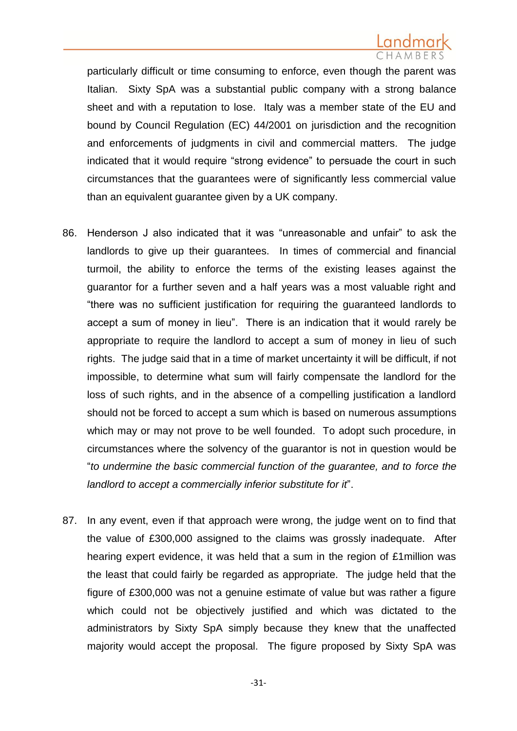particularly difficult or time consuming to enforce, even though the parent was Italian. Sixty SpA was a substantial public company with a strong balance sheet and with a reputation to lose. Italy was a member state of the EU and bound by Council Regulation (EC) 44/2001 on jurisdiction and the recognition and enforcements of judgments in civil and commercial matters. The judge indicated that it would require "strong evidence" to persuade the court in such circumstances that the guarantees were of significantly less commercial value than an equivalent guarantee given by a UK company.

86. Henderson J also indicated that it was "unreasonable and unfair" to ask the landlords to give up their guarantees. In times of commercial and financial turmoil, the ability to enforce the terms of the existing leases against the guarantor for a further seven and a half years was a most valuable right and "there was no sufficient justification for requiring the guaranteed landlords to accept a sum of money in lieu". There is an indication that it would rarely be appropriate to require the landlord to accept a sum of money in lieu of such rights. The judge said that in a time of market uncertainty it will be difficult, if not impossible, to determine what sum will fairly compensate the landlord for the loss of such rights, and in the absence of a compelling justification a landlord should not be forced to accept a sum which is based on numerous assumptions which may or may not prove to be well founded. To adopt such procedure, in circumstances where the solvency of the guarantor is not in question would be "*to undermine the basic commercial function of the guarantee, and to force the landlord to accept a commercially inferior substitute for it*".

87. In any event, even if that approach were wrong, the judge went on to find that the value of £300,000 assigned to the claims was grossly inadequate. After hearing expert evidence, it was held that a sum in the region of £1million was the least that could fairly be regarded as appropriate. The judge held that the figure of £300,000 was not a genuine estimate of value but was rather a figure which could not be objectively justified and which was dictated to the administrators by Sixty SpA simply because they knew that the unaffected majority would accept the proposal. The figure proposed by Sixty SpA was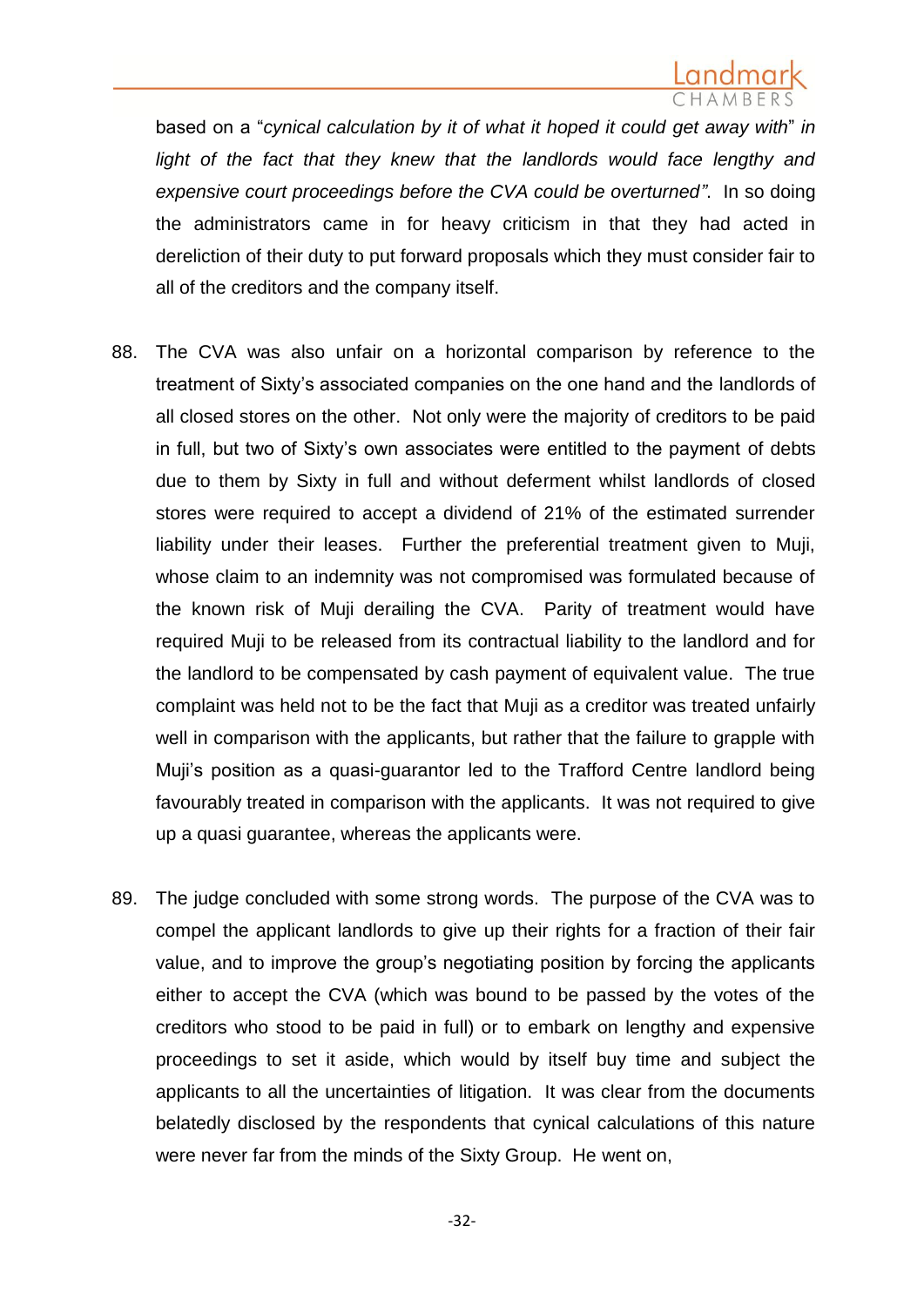based on a "*cynical calculation by it of what it hoped it could get away with*" *in light of the fact that they knew that the landlords would face lengthy and expensive court proceedings before the CVA could be overturned".* In so doing the administrators came in for heavy criticism in that they had acted in dereliction of their duty to put forward proposals which they must consider fair to all of the creditors and the company itself.

88. The CVA was also unfair on a horizontal comparison by reference to the treatment of Sixty's associated companies on the one hand and the landlords of all closed stores on the other. Not only were the majority of creditors to be paid in full, but two of Sixty's own associates were entitled to the payment of debts due to them by Sixty in full and without deferment whilst landlords of closed stores were required to accept a dividend of 21% of the estimated surrender liability under their leases. Further the preferential treatment given to Muji, whose claim to an indemnity was not compromised was formulated because of the known risk of Muji derailing the CVA. Parity of treatment would have required Muji to be released from its contractual liability to the landlord and for the landlord to be compensated by cash payment of equivalent value. The true complaint was held not to be the fact that Muji as a creditor was treated unfairly well in comparison with the applicants, but rather that the failure to grapple with Muji's position as a quasi-guarantor led to the Trafford Centre landlord being favourably treated in comparison with the applicants. It was not required to give up a quasi guarantee, whereas the applicants were.

89. The judge concluded with some strong words. The purpose of the CVA was to compel the applicant landlords to give up their rights for a fraction of their fair value, and to improve the group's negotiating position by forcing the applicants either to accept the CVA (which was bound to be passed by the votes of the creditors who stood to be paid in full) or to embark on lengthy and expensive proceedings to set it aside, which would by itself buy time and subject the applicants to all the uncertainties of litigation. It was clear from the documents belatedly disclosed by the respondents that cynical calculations of this nature were never far from the minds of the Sixty Group. He went on,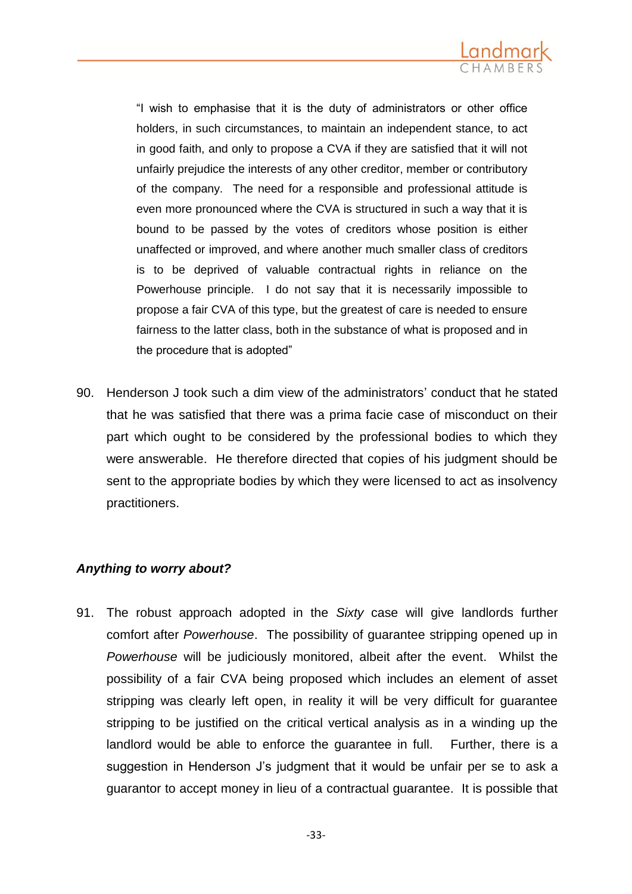> "I wish to emphasise that it is the duty of administrators or other office holders, in such circumstances, to maintain an independent stance, to act in good faith, and only to propose a CVA if they are satisfied that it will not unfairly prejudice the interests of any other creditor, member or contributory of the company. The need for a responsible and professional attitude is even more pronounced where the CVA is structured in such a way that it is bound to be passed by the votes of creditors whose position is either unaffected or improved, and where another much smaller class of creditors is to be deprived of valuable contractual rights in reliance on the Powerhouse principle. I do not say that it is necessarily impossible to propose a fair CVA of this type, but the greatest of care is needed to ensure fairness to the latter class, both in the substance of what is proposed and in the procedure that is adopted"

90. Henderson J took such a dim view of the administrators' conduct that he stated that he was satisfied that there was a prima facie case of misconduct on their part which ought to be considered by the professional bodies to which they were answerable. He therefore directed that copies of his judgment should be sent to the appropriate bodies by which they were licensed to act as insolvency practitioners.

***Anything to worry about?***

91. The robust approach adopted in the *Sixty* case will give landlords further comfort after *Powerhouse*. The possibility of guarantee stripping opened up in *Powerhouse* will be judiciously monitored, albeit after the event. Whilst the possibility of a fair CVA being proposed which includes an element of asset stripping was clearly left open, in reality it will be very difficult for guarantee stripping to be justified on the critical vertical analysis as in a winding up the landlord would be able to enforce the guarantee in full. Further, there is a suggestion in Henderson J's judgment that it would be unfair per se to ask a guarantor to accept money in lieu of a contractual guarantee. It is possible that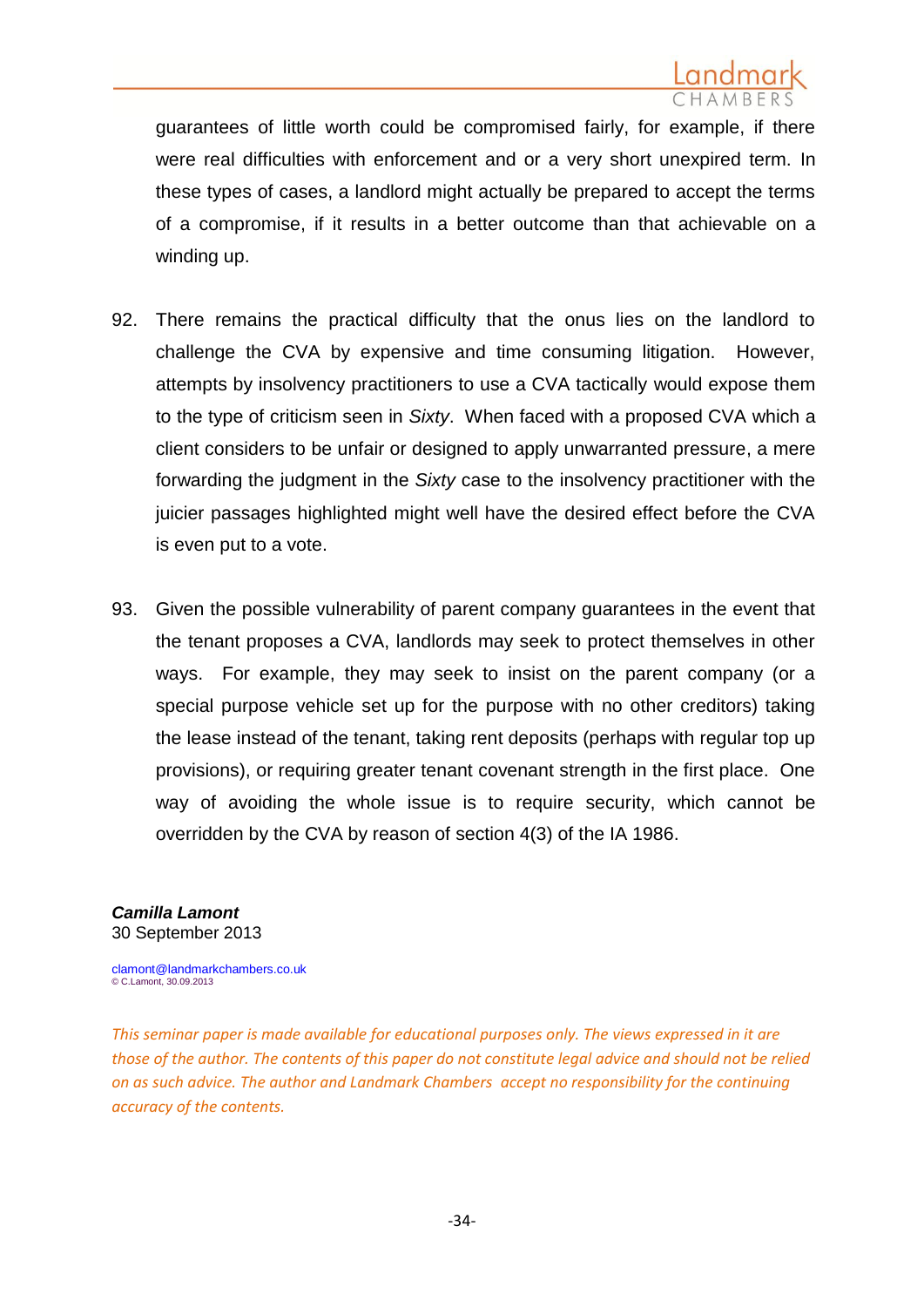guarantees of little worth could be compromised fairly, for example, if there were real difficulties with enforcement and or a very short unexpired term. In these types of cases, a landlord might actually be prepared to accept the terms of a compromise, if it results in a better outcome than that achievable on a winding up.

92. There remains the practical difficulty that the onus lies on the landlord to challenge the CVA by expensive and time consuming litigation. However, attempts by insolvency practitioners to use a CVA tactically would expose them to the type of criticism seen in *Sixty*. When faced with a proposed CVA which a client considers to be unfair or designed to apply unwarranted pressure, a mere forwarding the judgment in the *Sixty* case to the insolvency practitioner with the juicier passages highlighted might well have the desired effect before the CVA is even put to a vote.

93. Given the possible vulnerability of parent company guarantees in the event that the tenant proposes a CVA, landlords may seek to protect themselves in other ways. For example, they may seek to insist on the parent company (or a special purpose vehicle set up for the purpose with no other creditors) taking the lease instead of the tenant, taking rent deposits (perhaps with regular top up provisions), or requiring greater tenant covenant strength in the first place. One way of avoiding the whole issue is to require security, which cannot be overridden by the CVA by reason of section 4(3) of the IA 1986.

***Camilla Lamont***
30 September 2013

clamont@landmarkchambers.co.uk
© C.Lamont, 30.09.2013

*This seminar paper is made available for educational purposes only. The views expressed in it are those of the author. The contents of this paper do not constitute legal advice and should not be relied on as such advice. The author and Landmark Chambers accept no responsibility for the continuing accuracy of the contents.*